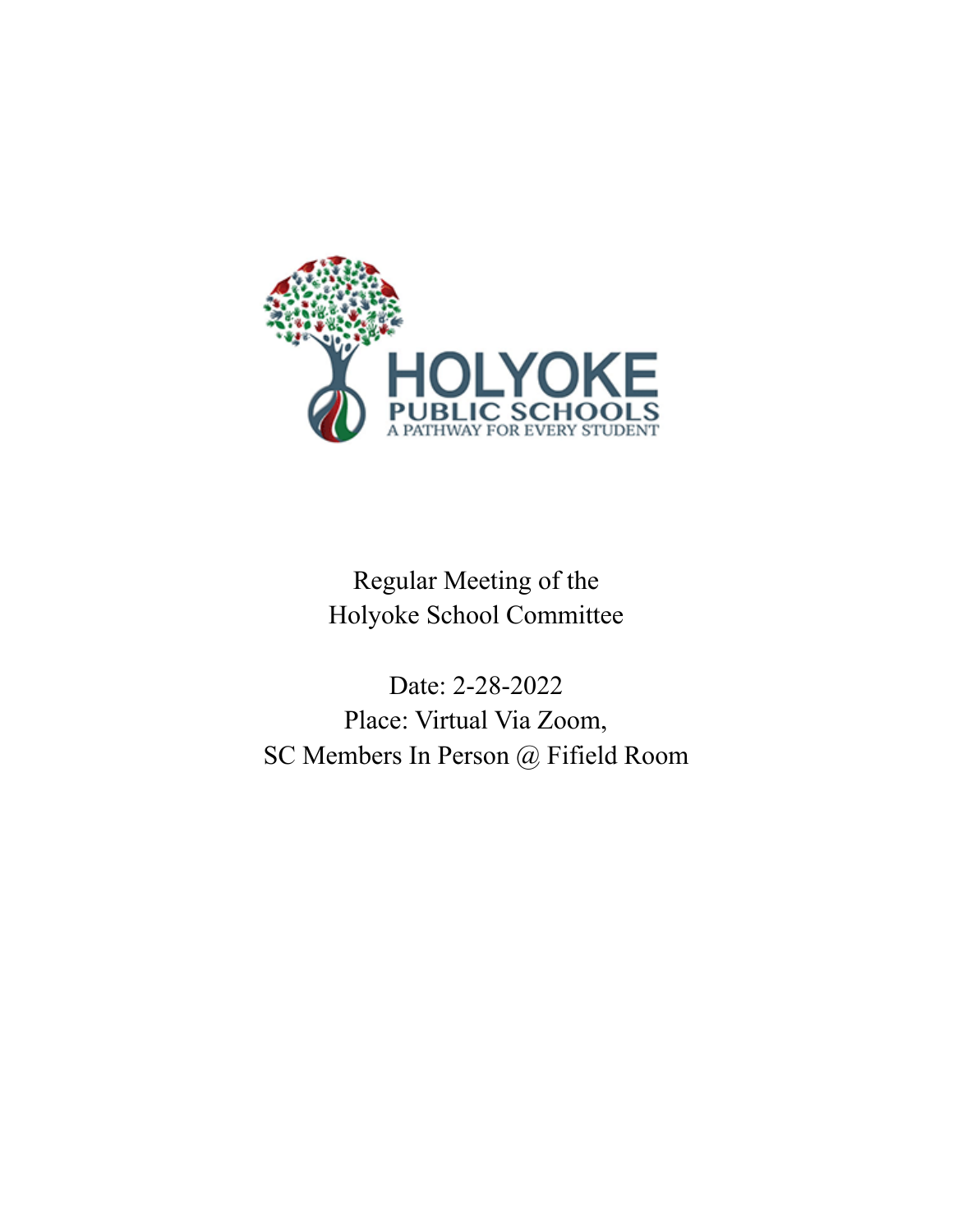HOLYOKE
PUBLIC SCHOOLS
A PATHWAY FOR EVERY STUDENT

# Regular Meeting of the Holyoke School Committee

Date: 2-28-2022

Place: Virtual Via Zoom,

SC Members In Person @ Fifield Room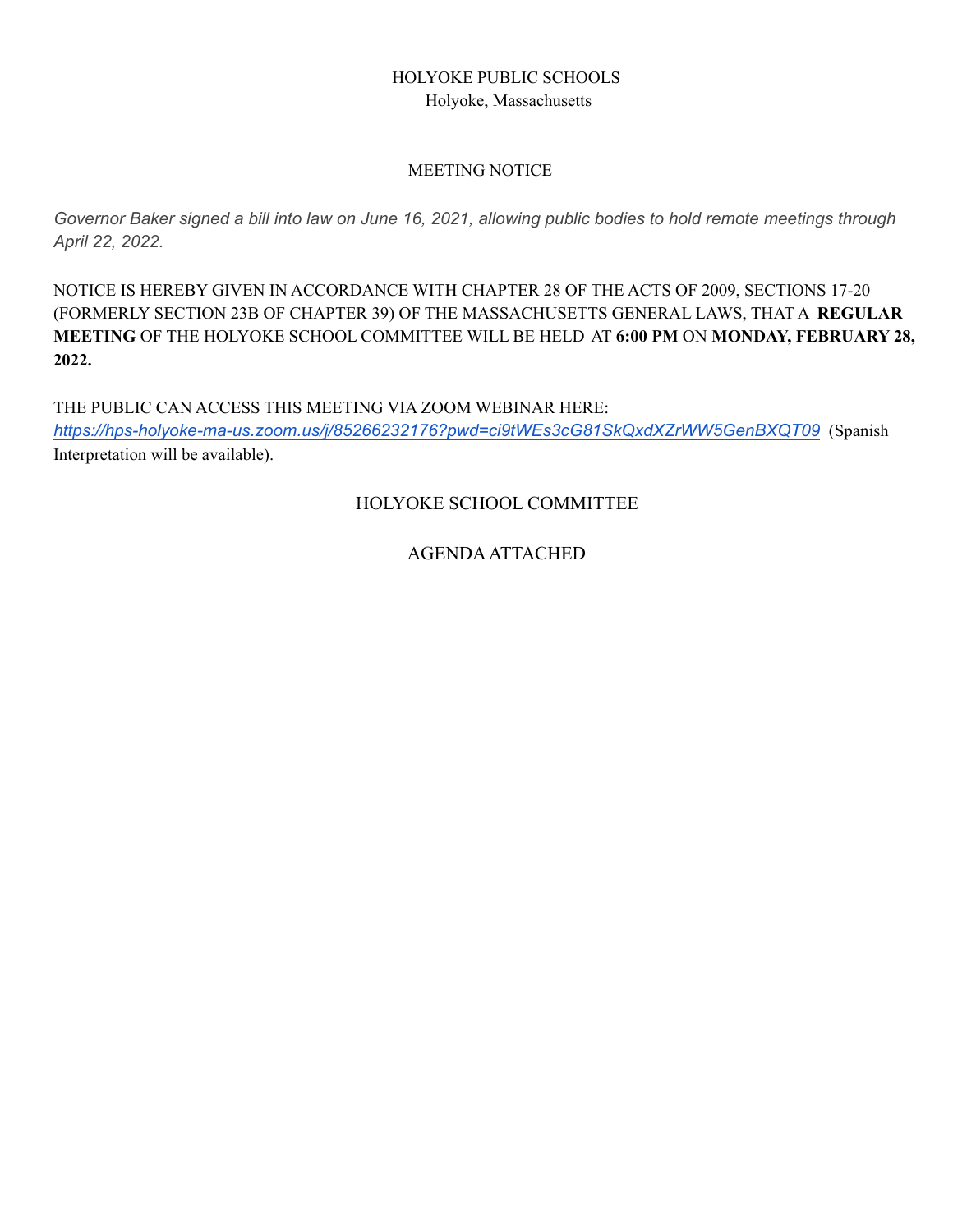HOLYOKE PUBLIC SCHOOLS
Holyoke, Massachusetts

MEETING NOTICE

*Governor Baker signed a bill into law on June 16, 2021, allowing public bodies to hold remote meetings through April 22, 2022.*

NOTICE IS HEREBY GIVEN IN ACCORDANCE WITH CHAPTER 28 OF THE ACTS OF 2009, SECTIONS 17-20 (FORMERLY SECTION 23B OF CHAPTER 39) OF THE MASSACHUSETTS GENERAL LAWS, THAT A **REGULAR MEETING** OF THE HOLYOKE SCHOOL COMMITTEE WILL BE HELD AT **6:00 PM** ON **MONDAY, FEBRUARY 28, 2022.**

THE PUBLIC CAN ACCESS THIS MEETING VIA ZOOM WEBINAR HERE:
*https://hps-holyoke-ma-us.zoom.us/j/85266232176?pwd=ci9tWEs3cG81SkQxdXZrWW5GenBXQT09* (Spanish Interpretation will be available).

HOLYOKE SCHOOL COMMITTEE

AGENDA ATTACHED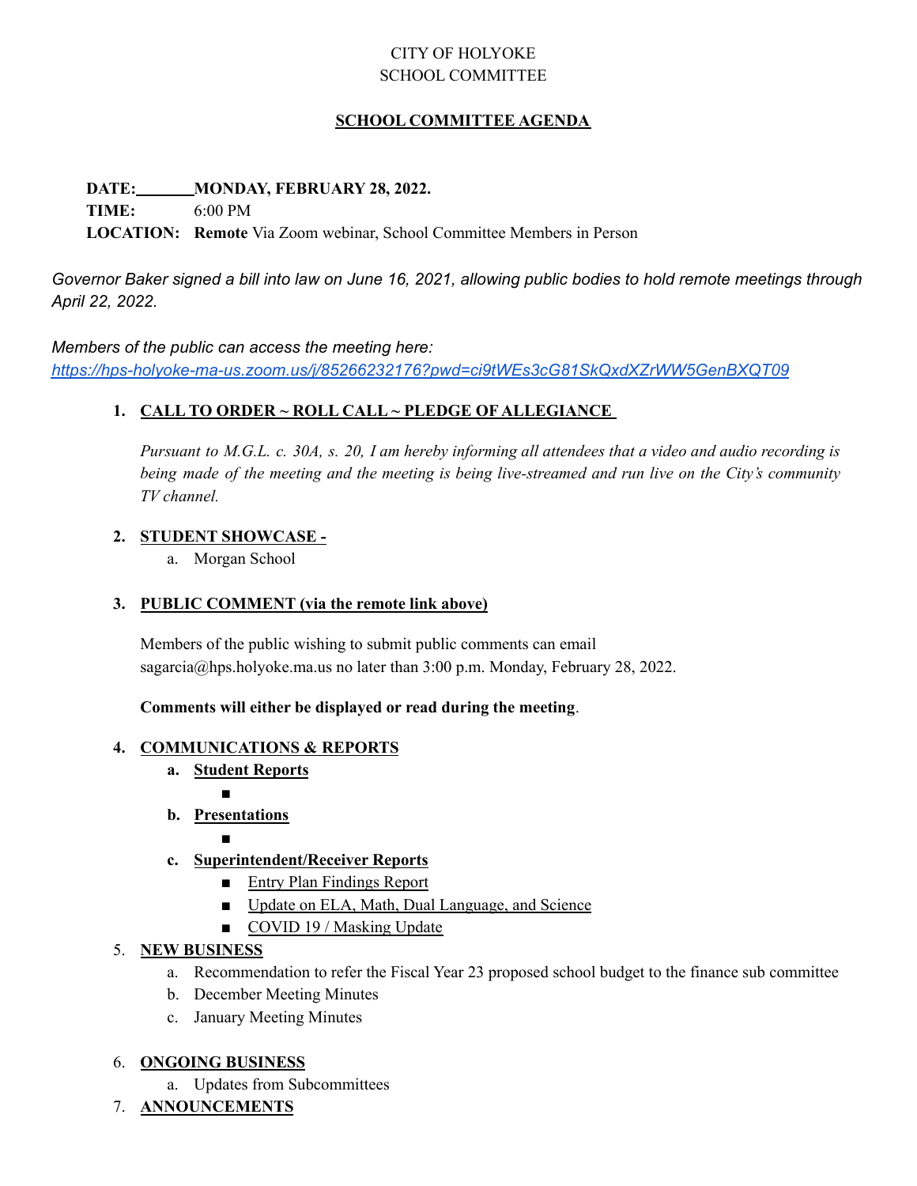CITY OF HOLYOKE
SCHOOL COMMITTEE

## SCHOOL COMMITTEE AGENDA

**DATE:** **MONDAY, FEBRUARY 28, 2022.**
**TIME:** 6:00 PM
**LOCATION:** **Remote** Via Zoom webinar, School Committee Members in Person

*Governor Baker signed a bill into law on June 16, 2021, allowing public bodies to hold remote meetings through April 22, 2022.*

*Members of the public can access the meeting here:*
*https://hps-holyoke-ma-us.zoom.us/j/85266232176?pwd=ci9tWEs3cG81SkQxdXZrWW5GenBXQT09*

1. **CALL TO ORDER ~ ROLL CALL ~ PLEDGE OF ALLEGIANCE**

   *Pursuant to M.G.L. c. 30A, s. 20, I am hereby informing all attendees that a video and audio recording is being made of the meeting and the meeting is being live-streamed and run live on the City's community TV channel.*

2. **STUDENT SHOWCASE -**
   a. Morgan School

3. **PUBLIC COMMENT (via the remote link above)**

   Members of the public wishing to submit public comments can email sagarcia@hps.holyoke.ma.us no later than 3:00 p.m. Monday, February 28, 2022.

   **Comments will either be displayed or read during the meeting**.

4. **COMMUNICATIONS & REPORTS**
   a. **Student Reports**
      - 
   b. **Presentations**
      - 
   c. **Superintendent/Receiver Reports**
      - Entry Plan Findings Report
      - Update on ELA, Math, Dual Language, and Science
      - COVID 19 / Masking Update

5. **NEW BUSINESS**
   a. Recommendation to refer the Fiscal Year 23 proposed school budget to the finance sub committee
   b. December Meeting Minutes
   c. January Meeting Minutes

6. **ONGOING BUSINESS**
   a. Updates from Subcommittees

7. **ANNOUNCEMENTS**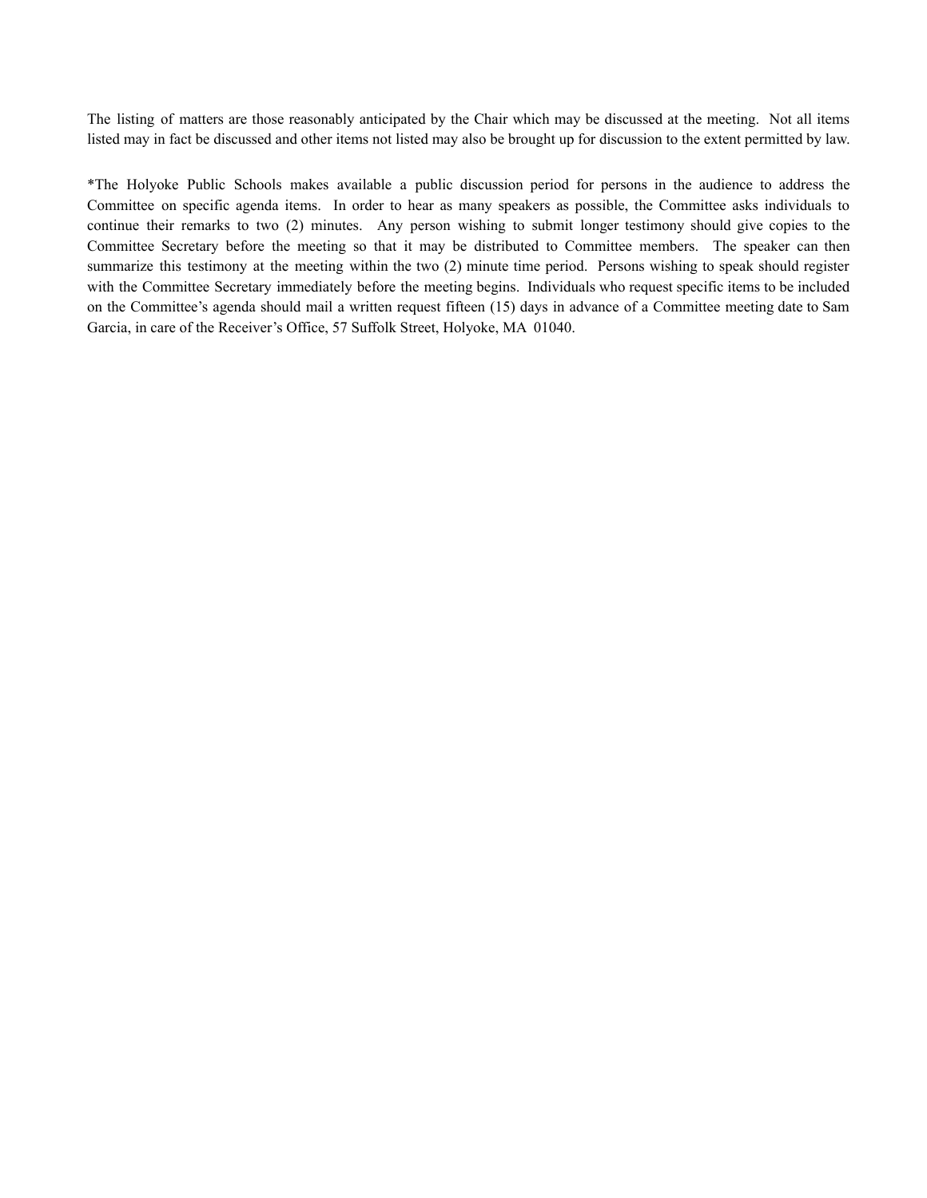The listing of matters are those reasonably anticipated by the Chair which may be discussed at the meeting. Not all items listed may in fact be discussed and other items not listed may also be brought up for discussion to the extent permitted by law.

*The Holyoke Public Schools makes available a public discussion period for persons in the audience to address the Committee on specific agenda items. In order to hear as many speakers as possible, the Committee asks individuals to continue their remarks to two (2) minutes. Any person wishing to submit longer testimony should give copies to the Committee Secretary before the meeting so that it may be distributed to Committee members. The speaker can then summarize this testimony at the meeting within the two (2) minute time period. Persons wishing to speak should register with the Committee Secretary immediately before the meeting begins. Individuals who request specific items to be included on the Committee's agenda should mail a written request fifteen (15) days in advance of a Committee meeting date to Sam Garcia, in care of the Receiver's Office, 57 Suffolk Street, Holyoke, MA 01040.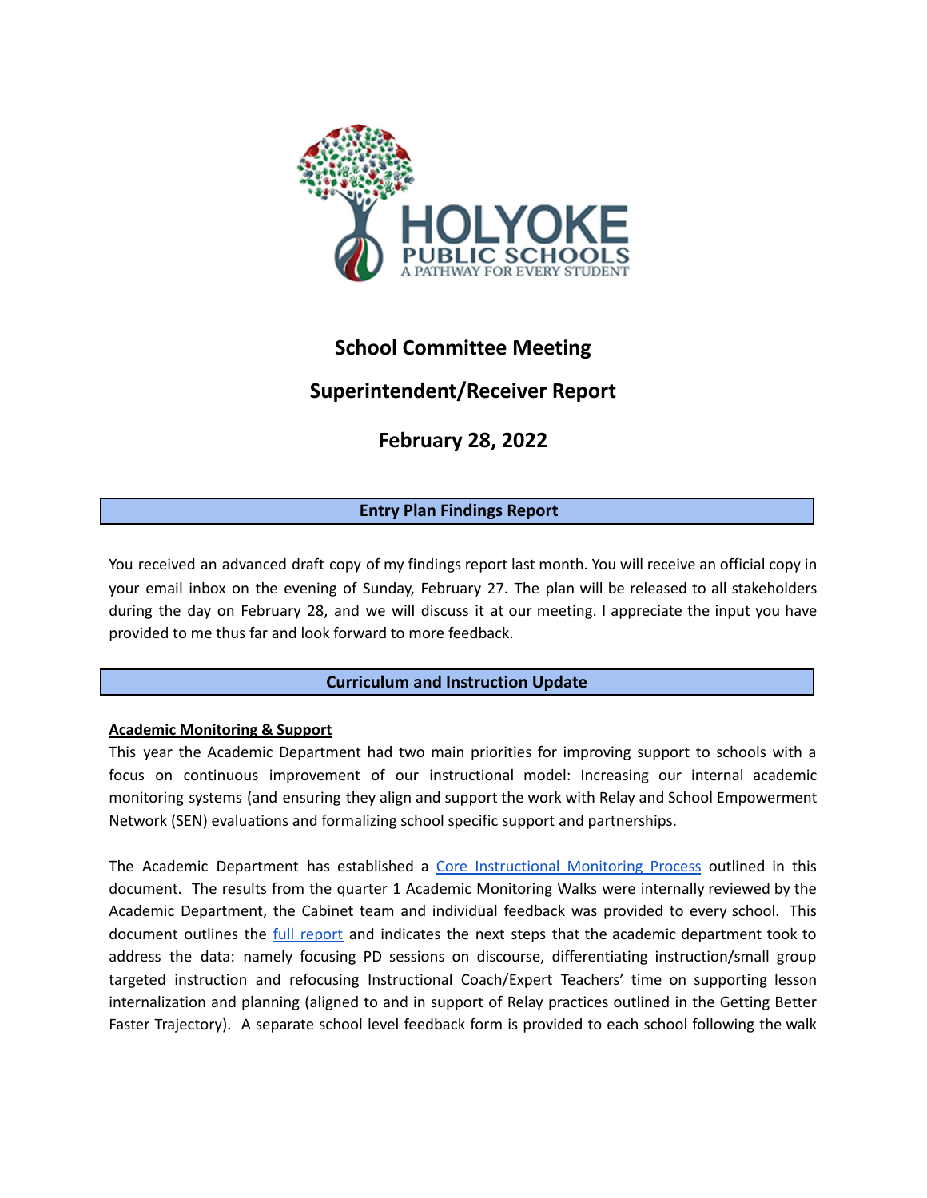HOLYOKE PUBLIC SCHOOLS
A PATHWAY FOR EVERY STUDENT

# School Committee Meeting

# Superintendent/Receiver Report

# February 28, 2022

## Entry Plan Findings Report

You received an advanced draft copy of my findings report last month. You will receive an official copy in your email inbox on the evening of Sunday, February 27. The plan will be released to all stakeholders during the day on February 28, and we will discuss it at our meeting. I appreciate the input you have provided to me thus far and look forward to more feedback.

## Curriculum and Instruction Update

**Academic Monitoring & Support**

This year the Academic Department had two main priorities for improving support to schools with a focus on continuous improvement of our instructional model: Increasing our internal academic monitoring systems (and ensuring they align and support the work with Relay and School Empowerment Network (SEN) evaluations and formalizing school specific support and partnerships.

The Academic Department has established a [Core Instructional Monitoring Process]() outlined in this document. The results from the quarter 1 Academic Monitoring Walks were internally reviewed by the Academic Department, the Cabinet team and individual feedback was provided to every school. This document outlines the [full report]() and indicates the next steps that the academic department took to address the data: namely focusing PD sessions on discourse, differentiating instruction/small group targeted instruction and refocusing Instructional Coach/Expert Teachers' time on supporting lesson internalization and planning (aligned to and in support of Relay practices outlined in the Getting Better Faster Trajectory). A separate school level feedback form is provided to each school following the walk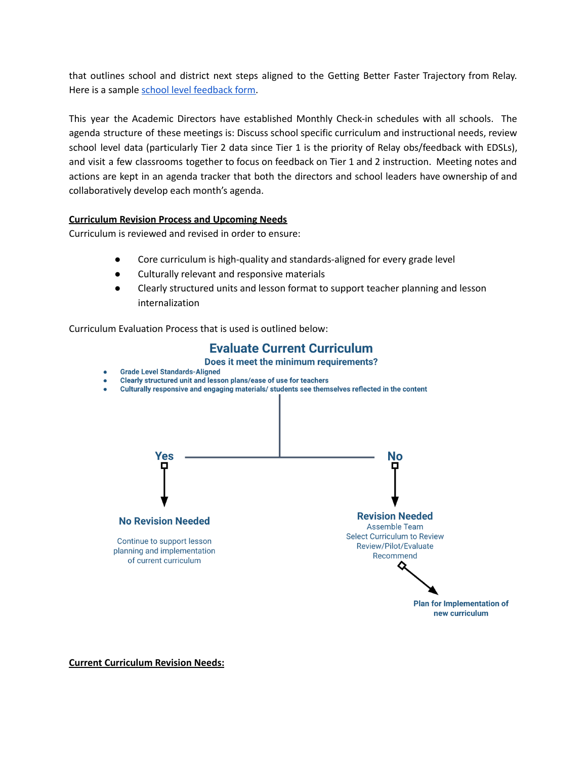that outlines school and district next steps aligned to the Getting Better Faster Trajectory from Relay. Here is a sample [school level feedback form](#).

This year the Academic Directors have established Monthly Check-in schedules with all schools. The agenda structure of these meetings is: Discuss school specific curriculum and instructional needs, review school level data (particularly Tier 2 data since Tier 1 is the priority of Relay obs/feedback with EDSLs), and visit a few classrooms together to focus on feedback on Tier 1 and 2 instruction. Meeting notes and actions are kept in an agenda tracker that both the directors and school leaders have ownership of and collaboratively develop each month's agenda.

**Curriculum Revision Process and Upcoming Needs**

Curriculum is reviewed and revised in order to ensure:

- Core curriculum is high-quality and standards-aligned for every grade level
- Culturally relevant and responsive materials
- Clearly structured units and lesson format to support teacher planning and lesson internalization

Curriculum Evaluation Process that is used is outlined below:

**Evaluate Current Curriculum**

**Does it meet the minimum requirements?**

- Grade Level Standards-Aligned
- Clearly structured unit and lesson plans/ease of use for teachers
- Culturally responsive and engaging materials/ students see themselves reflected in the content

**Yes** → **No Revision Needed**

Continue to support lesson planning and implementation of current curriculum

**No** → **Revision Needed**

Assemble Team
Select Curriculum to Review
Review/Pilot/Evaluate
Recommend

→ **Plan for Implementation of new curriculum**

**Current Curriculum Revision Needs:**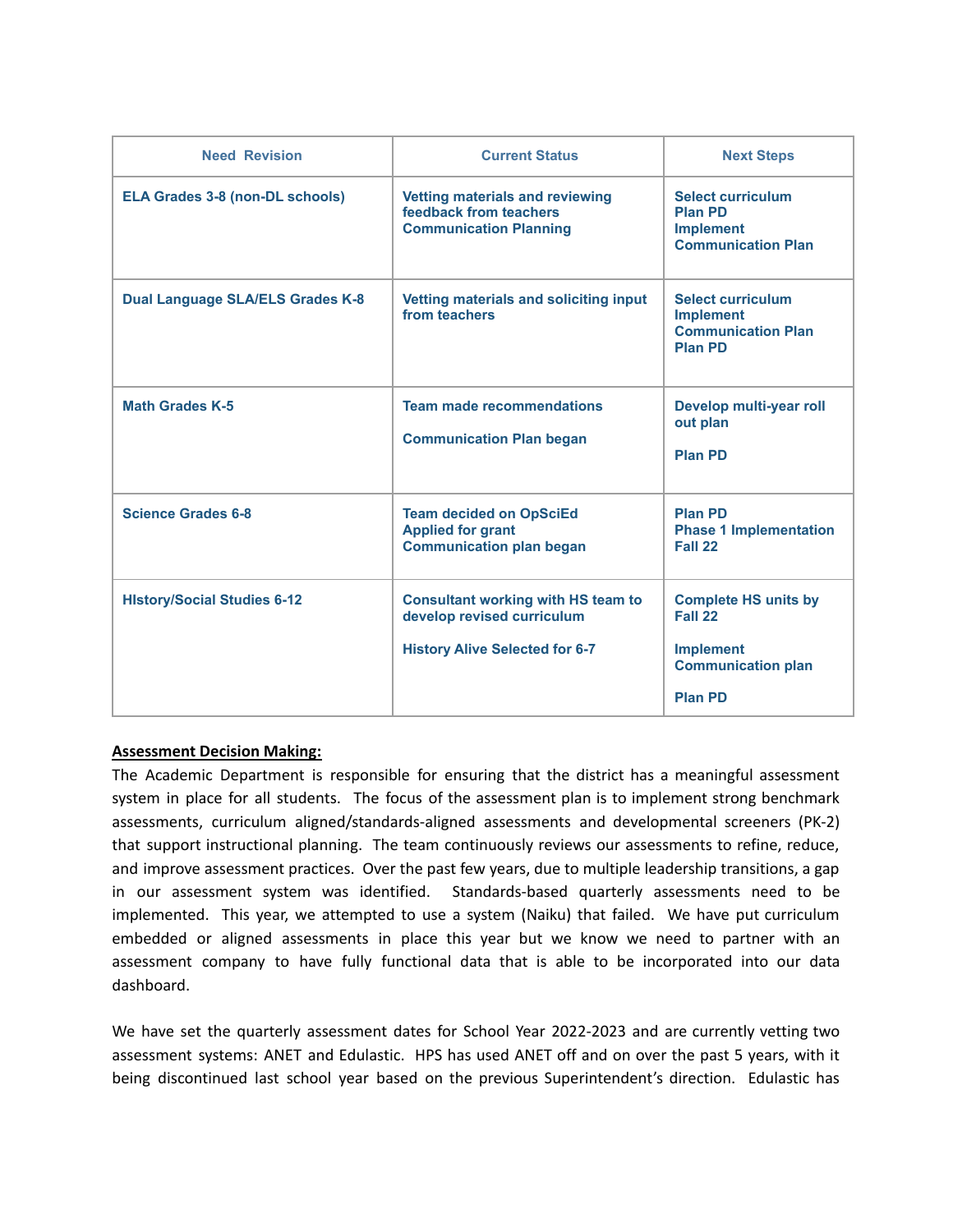| Need Revision | Current Status | Next Steps |
|---|---|---|
| ELA Grades 3-8 (non-DL schools) | Vetting materials and reviewing feedback from teachers<br>Communication Planning | Select curriculum<br>Plan PD<br>Implement<br>Communication Plan |
| Dual Language SLA/ELS Grades K-8 | Vetting materials and soliciting input from teachers | Select curriculum<br>Implement<br>Communication Plan<br>Plan PD |
| Math Grades K-5 | Team made recommendations<br><br>Communication Plan began | Develop multi-year roll out plan<br><br>Plan PD |
| Science Grades 6-8 | Team decided on OpSciEd<br>Applied for grant<br>Communication plan began | Plan PD<br>Phase 1 Implementation Fall 22 |
| HIstory/Social Studies 6-12 | Consultant working with HS team to develop revised curriculum<br><br>History Alive Selected for 6-7 | Complete HS units by Fall 22<br><br>Implement Communication plan<br><br>Plan PD |

**Assessment Decision Making:**

The Academic Department is responsible for ensuring that the district has a meaningful assessment system in place for all students. The focus of the assessment plan is to implement strong benchmark assessments, curriculum aligned/standards-aligned assessments and developmental screeners (PK-2) that support instructional planning. The team continuously reviews our assessments to refine, reduce, and improve assessment practices. Over the past few years, due to multiple leadership transitions, a gap in our assessment system was identified. Standards-based quarterly assessments need to be implemented. This year, we attempted to use a system (Naiku) that failed. We have put curriculum embedded or aligned assessments in place this year but we know we need to partner with an assessment company to have fully functional data that is able to be incorporated into our data dashboard.

We have set the quarterly assessment dates for School Year 2022-2023 and are currently vetting two assessment systems: ANET and Edulastic. HPS has used ANET off and on over the past 5 years, with it being discontinued last school year based on the previous Superintendent's direction. Edulastic has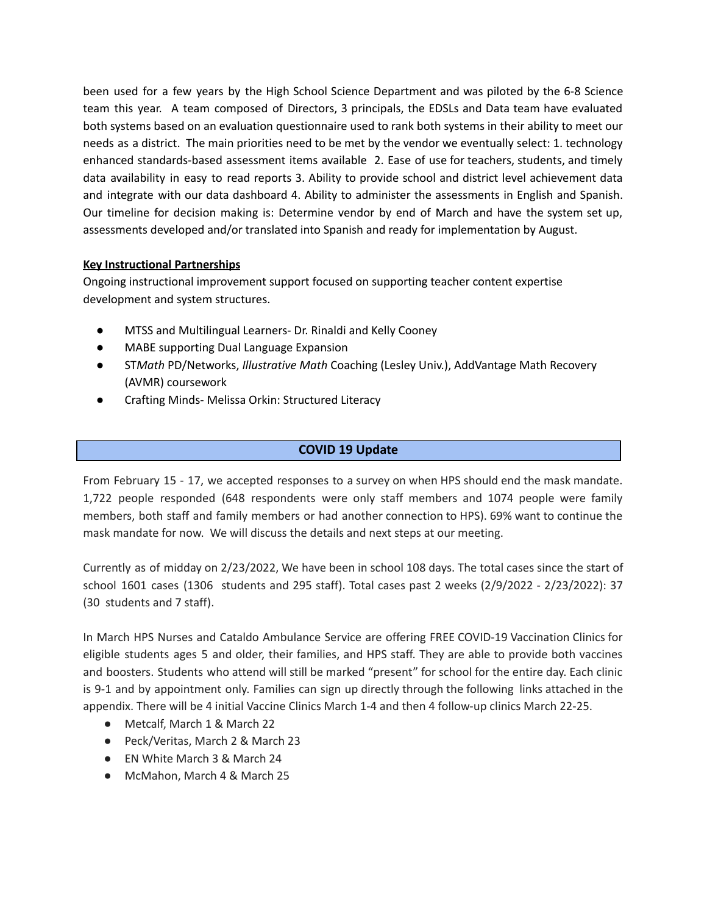been used for a few years by the High School Science Department and was piloted by the 6-8 Science team this year. A team composed of Directors, 3 principals, the EDSLs and Data team have evaluated both systems based on an evaluation questionnaire used to rank both systems in their ability to meet our needs as a district. The main priorities need to be met by the vendor we eventually select: 1. technology enhanced standards-based assessment items available 2. Ease of use for teachers, students, and timely data availability in easy to read reports 3. Ability to provide school and district level achievement data and integrate with our data dashboard 4. Ability to administer the assessments in English and Spanish. Our timeline for decision making is: Determine vendor by end of March and have the system set up, assessments developed and/or translated into Spanish and ready for implementation by August.

**Key Instructional Partnerships**

Ongoing instructional improvement support focused on supporting teacher content expertise development and system structures.

- MTSS and Multilingual Learners- Dr. Rinaldi and Kelly Cooney
- MABE supporting Dual Language Expansion
- ST*Math* PD/Networks, *Illustrative Math* Coaching (Lesley Univ.), AddVantage Math Recovery (AVMR) coursework
- Crafting Minds- Melissa Orkin: Structured Literacy

## COVID 19 Update

From February 15 - 17, we accepted responses to a survey on when HPS should end the mask mandate. 1,722 people responded (648 respondents were only staff members and 1074 people were family members, both staff and family members or had another connection to HPS). 69% want to continue the mask mandate for now. We will discuss the details and next steps at our meeting.

Currently as of midday on 2/23/2022, We have been in school 108 days. The total cases since the start of school 1601 cases (1306 students and 295 staff). Total cases past 2 weeks (2/9/2022 - 2/23/2022): 37 (30 students and 7 staff).

In March HPS Nurses and Cataldo Ambulance Service are offering FREE COVID-19 Vaccination Clinics for eligible students ages 5 and older, their families, and HPS staff. They are able to provide both vaccines and boosters. Students who attend will still be marked "present" for school for the entire day. Each clinic is 9-1 and by appointment only. Families can sign up directly through the following links attached in the appendix. There will be 4 initial Vaccine Clinics March 1-4 and then 4 follow-up clinics March 22-25.

- Metcalf, March 1 & March 22
- Peck/Veritas, March 2 & March 23
- EN White March 3 & March 24
- McMahon, March 4 & March 25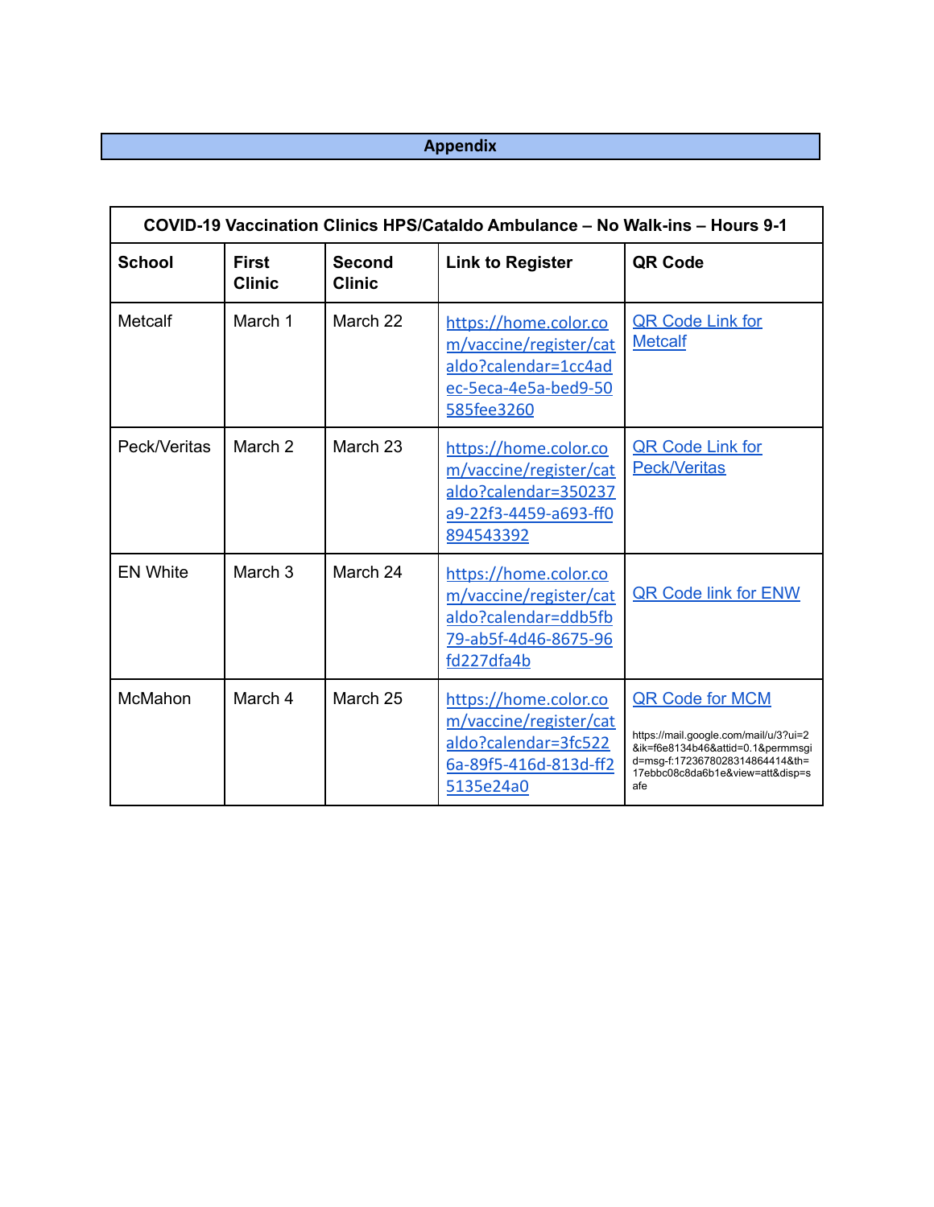## Appendix

| COVID-19 Vaccination Clinics HPS/Cataldo Ambulance – No Walk-ins – Hours 9-1 | | | | |
|---|---|---|---|---|
| **School** | **First Clinic** | **Second Clinic** | **Link to Register** | **QR Code** |
| Metcalf | March 1 | March 22 | https://home.color.com/vaccine/register/cataldo?calendar=1cc4adec-5eca-4e5a-bed9-50585fee3260 | QR Code Link for Metcalf |
| Peck/Veritas | March 2 | March 23 | https://home.color.com/vaccine/register/cataldo?calendar=350237a9-22f3-4459-a693-ff0894543392 | QR Code Link for Peck/Veritas |
| EN White | March 3 | March 24 | https://home.color.com/vaccine/register/cataldo?calendar=ddb5fb79-ab5f-4d46-8675-96fd227dfa4b | QR Code link for ENW |
| McMahon | March 4 | March 25 | https://home.color.com/vaccine/register/cataldo?calendar=3fc5226a-89f5-416d-813d-ff25135e24a0 | QR Code for MCM https://mail.google.com/mail/u/3?ui=2&ik=f6e8134b46&attid=0.1&permmsgid=msg-f:1723678028314864414&th=17ebbc08c8da6b1e&view=att&disp=safe |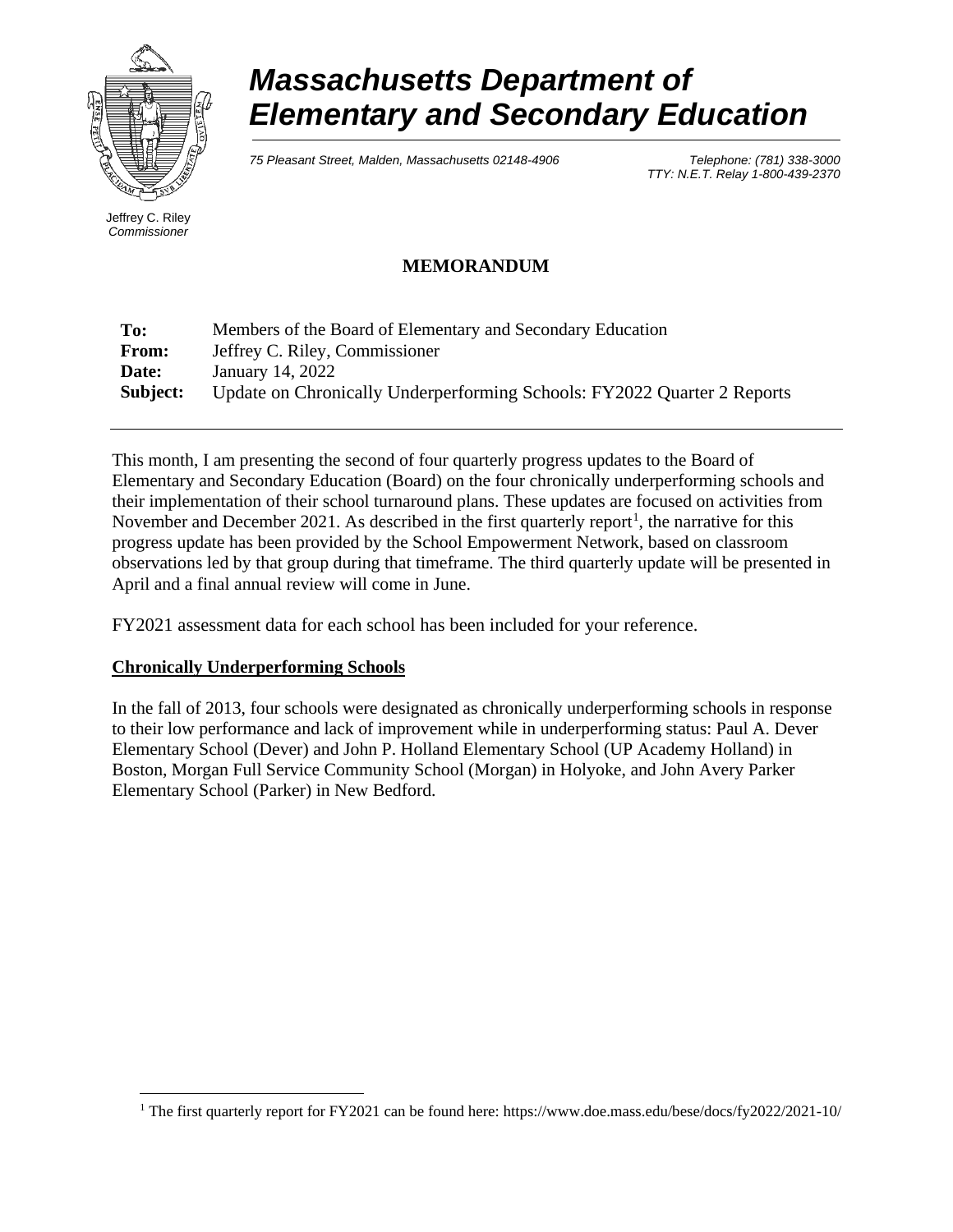# Massachusetts Department of Elementary and Secondary Education

*75 Pleasant Street, Malden, Massachusetts 02148-4906*

*Telephone: (781) 338-3000*
*TTY: N.E.T. Relay 1-800-439-2370*

Jeffrey C. Riley
*Commissioner*

## MEMORANDUM

| | |
|---|---|
| **To:** | Members of the Board of Elementary and Secondary Education |
| **From:** | Jeffrey C. Riley, Commissioner |
| **Date:** | January 14, 2022 |
| **Subject:** | Update on Chronically Underperforming Schools: FY2022 Quarter 2 Reports |

This month, I am presenting the second of four quarterly progress updates to the Board of Elementary and Secondary Education (Board) on the four chronically underperforming schools and their implementation of their school turnaround plans. These updates are focused on activities from November and December 2021. As described in the first quarterly report[1], the narrative for this progress update has been provided by the School Empowerment Network, based on classroom observations led by that group during that timeframe. The third quarterly update will be presented in April and a final annual review will come in June.

FY2021 assessment data for each school has been included for your reference.

**Chronically Underperforming Schools**

In the fall of 2013, four schools were designated as chronically underperforming schools in response to their low performance and lack of improvement while in underperforming status: Paul A. Dever Elementary School (Dever) and John P. Holland Elementary School (UP Academy Holland) in Boston, Morgan Full Service Community School (Morgan) in Holyoke, and John Avery Parker Elementary School (Parker) in New Bedford.

[1] The first quarterly report for FY2021 can be found here: https://www.doe.mass.edu/bese/docs/fy2022/2021-10/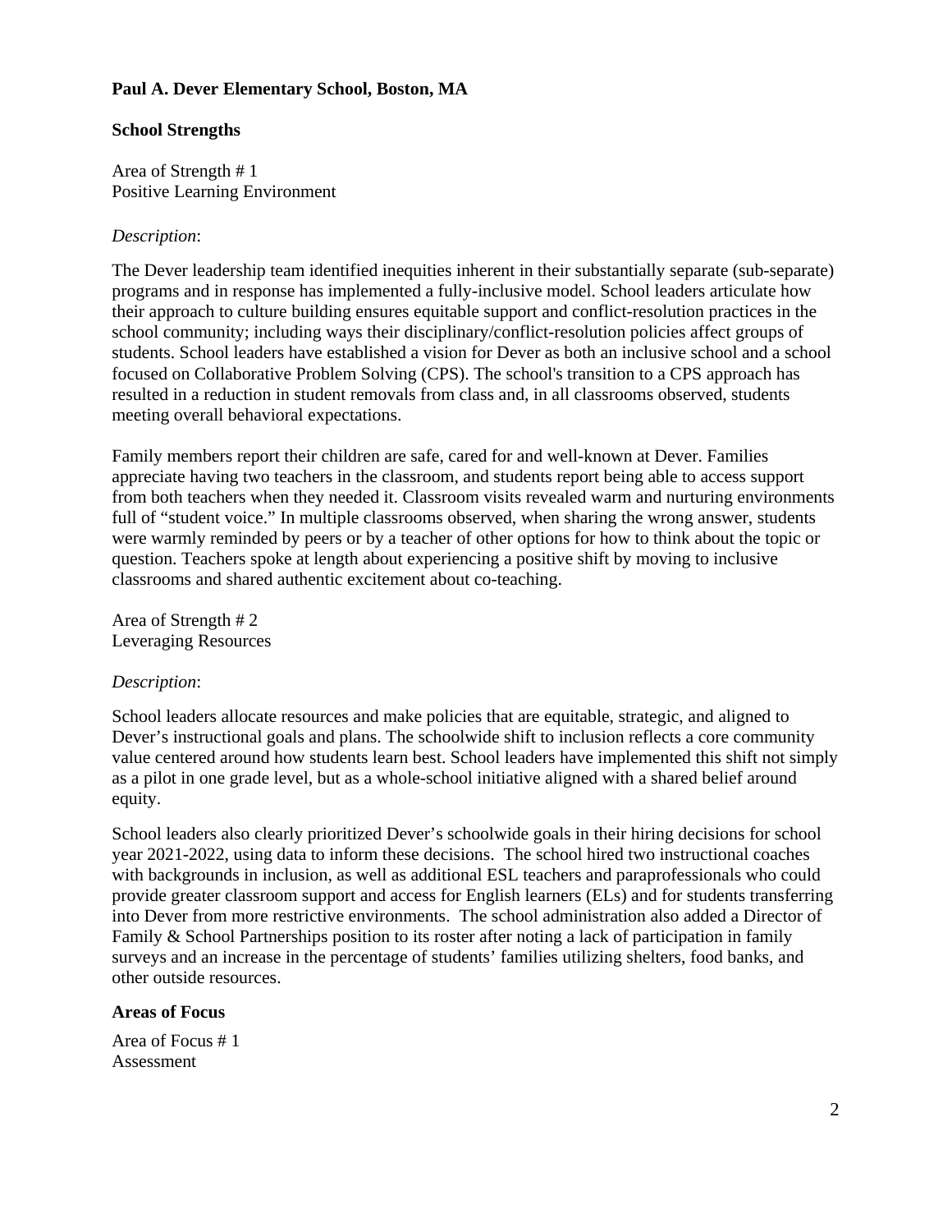**Paul A. Dever Elementary School, Boston, MA**

**School Strengths**

Area of Strength # 1
Positive Learning Environment

*Description*:

The Dever leadership team identified inequities inherent in their substantially separate (sub-separate) programs and in response has implemented a fully-inclusive model. School leaders articulate how their approach to culture building ensures equitable support and conflict-resolution practices in the school community; including ways their disciplinary/conflict-resolution policies affect groups of students. School leaders have established a vision for Dever as both an inclusive school and a school focused on Collaborative Problem Solving (CPS). The school's transition to a CPS approach has resulted in a reduction in student removals from class and, in all classrooms observed, students meeting overall behavioral expectations.

Family members report their children are safe, cared for and well-known at Dever. Families appreciate having two teachers in the classroom, and students report being able to access support from both teachers when they needed it. Classroom visits revealed warm and nurturing environments full of "student voice." In multiple classrooms observed, when sharing the wrong answer, students were warmly reminded by peers or by a teacher of other options for how to think about the topic or question. Teachers spoke at length about experiencing a positive shift by moving to inclusive classrooms and shared authentic excitement about co-teaching.

Area of Strength # 2
Leveraging Resources

*Description*:

School leaders allocate resources and make policies that are equitable, strategic, and aligned to Dever's instructional goals and plans. The schoolwide shift to inclusion reflects a core community value centered around how students learn best. School leaders have implemented this shift not simply as a pilot in one grade level, but as a whole-school initiative aligned with a shared belief around equity.

School leaders also clearly prioritized Dever's schoolwide goals in their hiring decisions for school year 2021-2022, using data to inform these decisions. The school hired two instructional coaches with backgrounds in inclusion, as well as additional ESL teachers and paraprofessionals who could provide greater classroom support and access for English learners (ELs) and for students transferring into Dever from more restrictive environments. The school administration also added a Director of Family & School Partnerships position to its roster after noting a lack of participation in family surveys and an increase in the percentage of students' families utilizing shelters, food banks, and other outside resources.

**Areas of Focus**

Area of Focus # 1
Assessment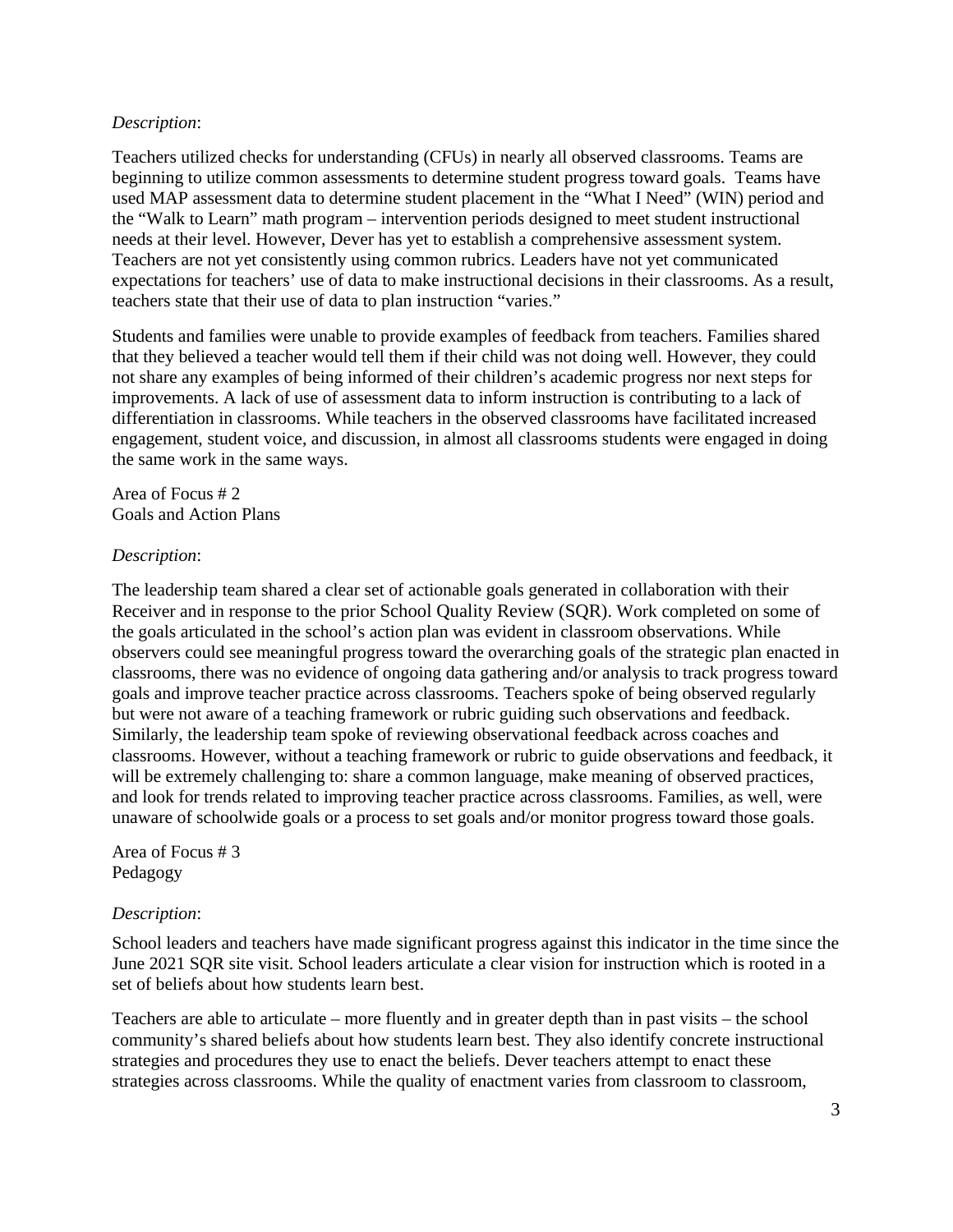*Description*:

Teachers utilized checks for understanding (CFUs) in nearly all observed classrooms. Teams are beginning to utilize common assessments to determine student progress toward goals. Teams have used MAP assessment data to determine student placement in the "What I Need" (WIN) period and the "Walk to Learn" math program – intervention periods designed to meet student instructional needs at their level. However, Dever has yet to establish a comprehensive assessment system. Teachers are not yet consistently using common rubrics. Leaders have not yet communicated expectations for teachers' use of data to make instructional decisions in their classrooms. As a result, teachers state that their use of data to plan instruction "varies."

Students and families were unable to provide examples of feedback from teachers. Families shared that they believed a teacher would tell them if their child was not doing well. However, they could not share any examples of being informed of their children's academic progress nor next steps for improvements. A lack of use of assessment data to inform instruction is contributing to a lack of differentiation in classrooms. While teachers in the observed classrooms have facilitated increased engagement, student voice, and discussion, in almost all classrooms students were engaged in doing the same work in the same ways.

Area of Focus # 2
Goals and Action Plans

*Description*:

The leadership team shared a clear set of actionable goals generated in collaboration with their Receiver and in response to the prior School Quality Review (SQR). Work completed on some of the goals articulated in the school's action plan was evident in classroom observations. While observers could see meaningful progress toward the overarching goals of the strategic plan enacted in classrooms, there was no evidence of ongoing data gathering and/or analysis to track progress toward goals and improve teacher practice across classrooms. Teachers spoke of being observed regularly but were not aware of a teaching framework or rubric guiding such observations and feedback. Similarly, the leadership team spoke of reviewing observational feedback across coaches and classrooms. However, without a teaching framework or rubric to guide observations and feedback, it will be extremely challenging to: share a common language, make meaning of observed practices, and look for trends related to improving teacher practice across classrooms. Families, as well, were unaware of schoolwide goals or a process to set goals and/or monitor progress toward those goals.

Area of Focus # 3
Pedagogy

*Description*:

School leaders and teachers have made significant progress against this indicator in the time since the June 2021 SQR site visit. School leaders articulate a clear vision for instruction which is rooted in a set of beliefs about how students learn best.

Teachers are able to articulate – more fluently and in greater depth than in past visits – the school community's shared beliefs about how students learn best. They also identify concrete instructional strategies and procedures they use to enact the beliefs. Dever teachers attempt to enact these strategies across classrooms. While the quality of enactment varies from classroom to classroom,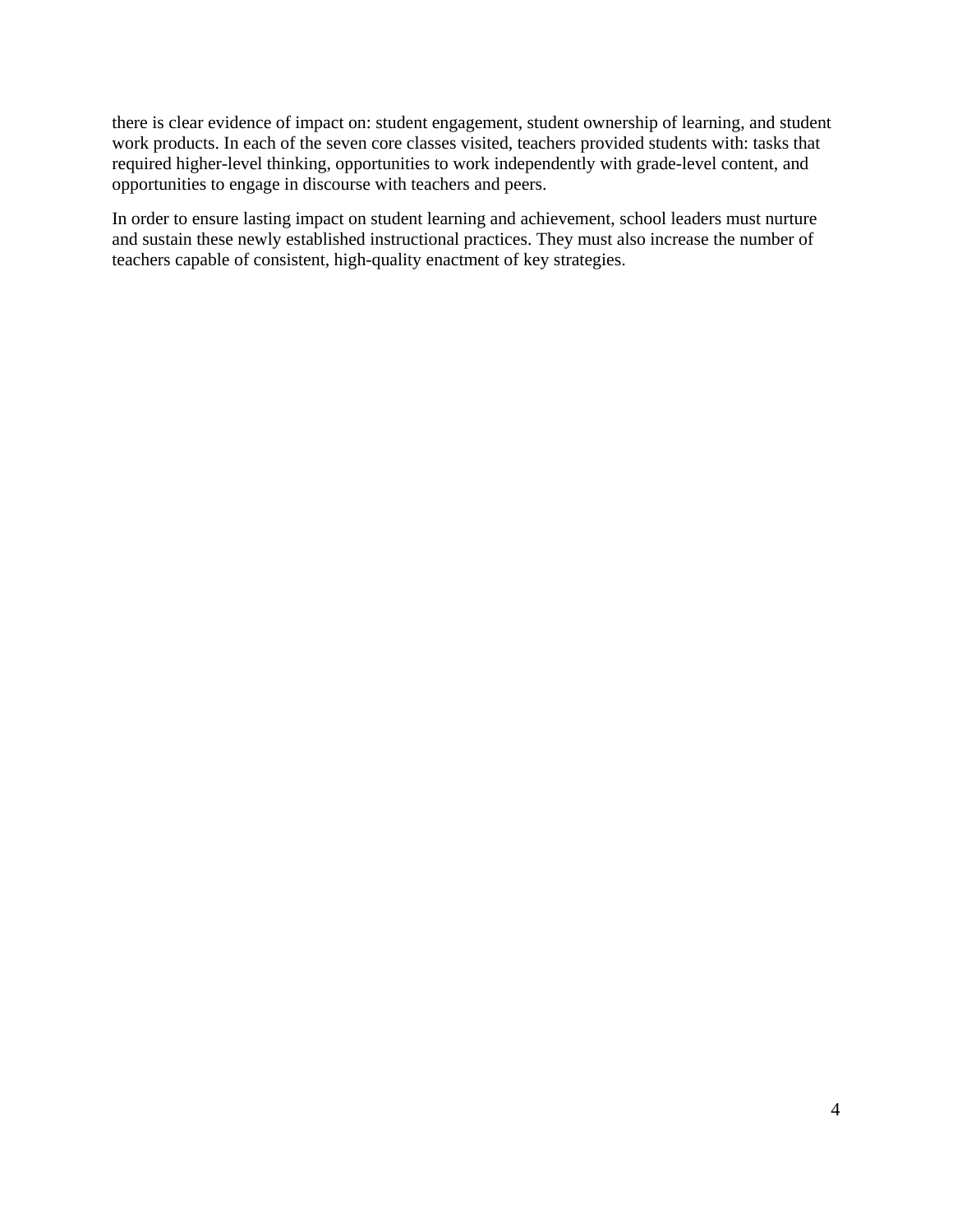there is clear evidence of impact on: student engagement, student ownership of learning, and student work products. In each of the seven core classes visited, teachers provided students with: tasks that required higher-level thinking, opportunities to work independently with grade-level content, and opportunities to engage in discourse with teachers and peers.

In order to ensure lasting impact on student learning and achievement, school leaders must nurture and sustain these newly established instructional practices. They must also increase the number of teachers capable of consistent, high-quality enactment of key strategies.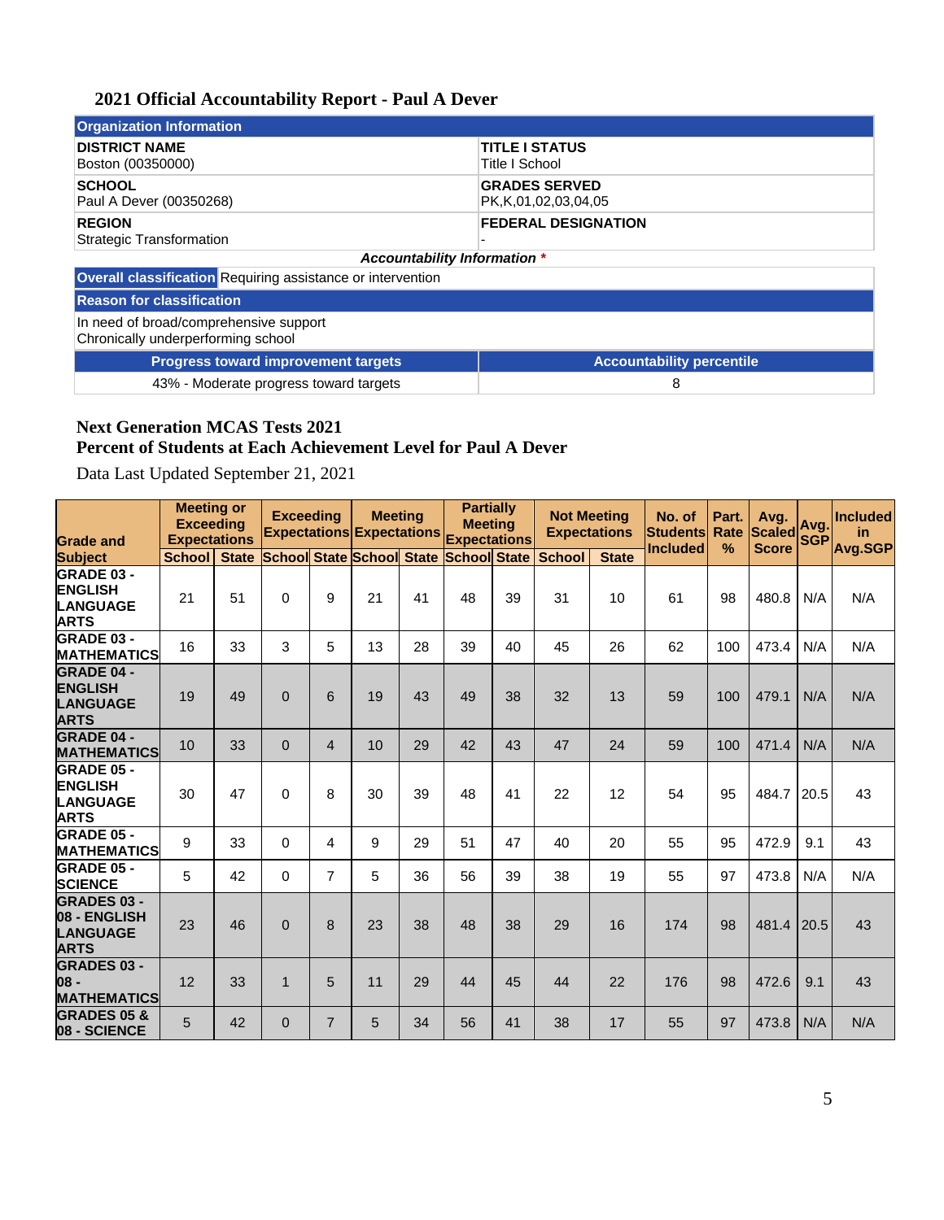## 2021 Official Accountability Report - Paul A Dever

| Organization Information | |
|---|---|
| **DISTRICT NAME**<br>Boston (00350000) | **TITLE I STATUS**<br>Title I School |
| **SCHOOL**<br>Paul A Dever (00350268) | **GRADES SERVED**<br>PK,K,01,02,03,04,05 |
| **REGION**<br>Strategic Transformation | **FEDERAL DESIGNATION**<br>- |

***Accountability Information \****

| **Overall classification** | Requiring assistance or intervention |
|---|---|
| **Reason for classification** | |
| In need of broad/comprehensive support<br>Chronically underperforming school | |
| **Progress toward improvement targets** | **Accountability percentile** |
| 43% - Moderate progress toward targets | 8 |

### Next Generation MCAS Tests 2021
### Percent of Students at Each Achievement Level for Paul A Dever

Data Last Updated September 21, 2021

| Grade and Subject | Meeting or Exceeding Expectations | | Exceeding Expectations | | Meeting Expectations | | Partially Meeting Expectations | | Not Meeting Expectations | | No. of Students Included | Part. Rate % | Avg. Scaled Score | Avg. SGP | Included in Avg.SGP |
|---|---|---|---|---|---|---|---|---|---|---|---|---|---|---|---|
| | School | State | School | State | School | State | School | State | School | State | | | | | |
| GRADE 03 - ENGLISH LANGUAGE ARTS | 21 | 51 | 0 | 9 | 21 | 41 | 48 | 39 | 31 | 10 | 61 | 98 | 480.8 | N/A | N/A |
| GRADE 03 - MATHEMATICS | 16 | 33 | 3 | 5 | 13 | 28 | 39 | 40 | 45 | 26 | 62 | 100 | 473.4 | N/A | N/A |
| GRADE 04 - ENGLISH LANGUAGE ARTS | 19 | 49 | 0 | 6 | 19 | 43 | 49 | 38 | 32 | 13 | 59 | 100 | 479.1 | N/A | N/A |
| GRADE 04 - MATHEMATICS | 10 | 33 | 0 | 4 | 10 | 29 | 42 | 43 | 47 | 24 | 59 | 100 | 471.4 | N/A | N/A |
| GRADE 05 - ENGLISH LANGUAGE ARTS | 30 | 47 | 0 | 8 | 30 | 39 | 48 | 41 | 22 | 12 | 54 | 95 | 484.7 | 20.5 | 43 |
| GRADE 05 - MATHEMATICS | 9 | 33 | 0 | 4 | 9 | 29 | 51 | 47 | 40 | 20 | 55 | 95 | 472.9 | 9.1 | 43 |
| GRADE 05 - SCIENCE | 5 | 42 | 0 | 7 | 5 | 36 | 56 | 39 | 38 | 19 | 55 | 97 | 473.8 | N/A | N/A |
| GRADES 03 - 08 - ENGLISH LANGUAGE ARTS | 23 | 46 | 0 | 8 | 23 | 38 | 48 | 38 | 29 | 16 | 174 | 98 | 481.4 | 20.5 | 43 |
| GRADES 03 - 08 - MATHEMATICS | 12 | 33 | 1 | 5 | 11 | 29 | 44 | 45 | 44 | 22 | 176 | 98 | 472.6 | 9.1 | 43 |
| GRADES 05 & 08 - SCIENCE | 5 | 42 | 0 | 7 | 5 | 34 | 56 | 41 | 38 | 17 | 55 | 97 | 473.8 | N/A | N/A |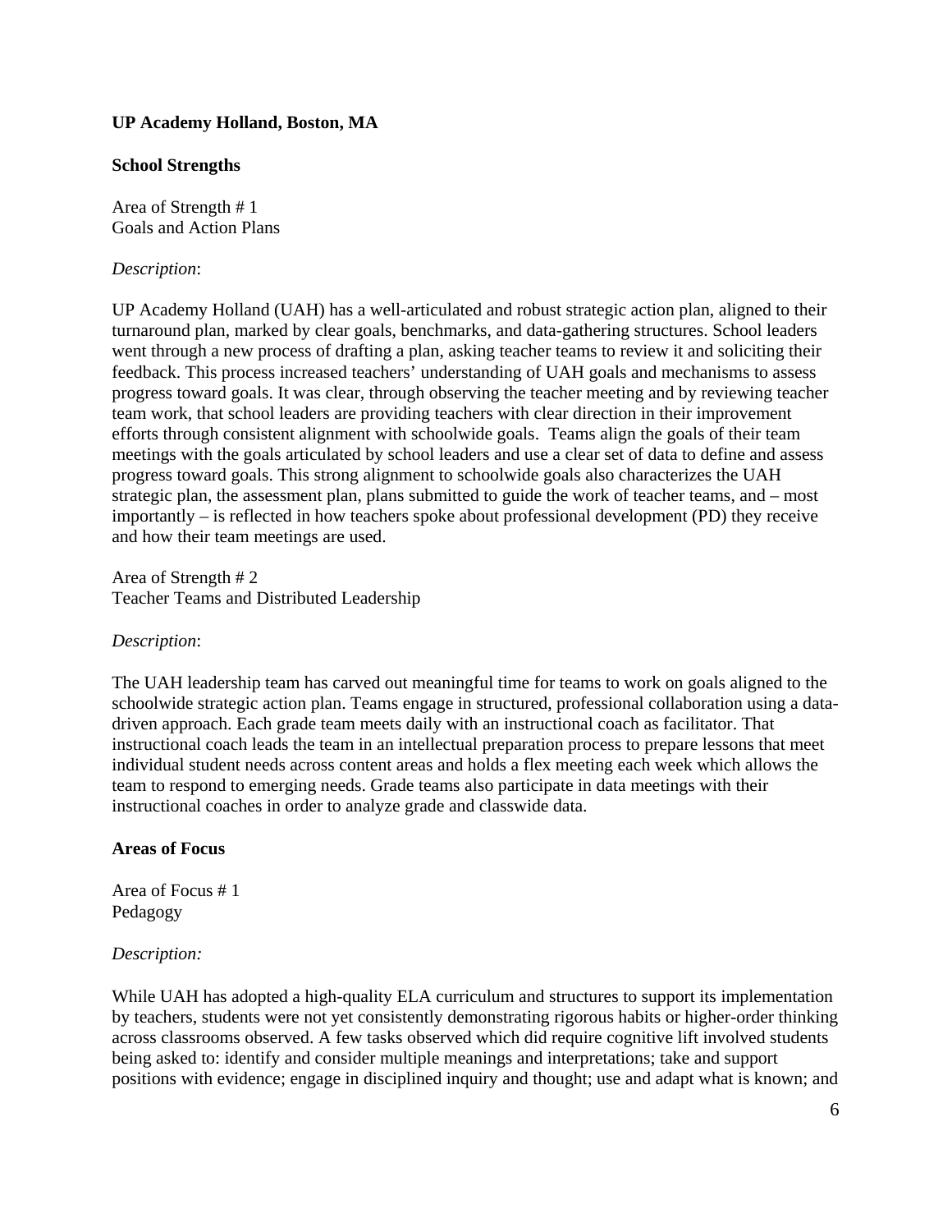**UP Academy Holland, Boston, MA**

**School Strengths**

Area of Strength # 1
Goals and Action Plans

*Description*:

UP Academy Holland (UAH) has a well-articulated and robust strategic action plan, aligned to their turnaround plan, marked by clear goals, benchmarks, and data-gathering structures. School leaders went through a new process of drafting a plan, asking teacher teams to review it and soliciting their feedback. This process increased teachers' understanding of UAH goals and mechanisms to assess progress toward goals. It was clear, through observing the teacher meeting and by reviewing teacher team work, that school leaders are providing teachers with clear direction in their improvement efforts through consistent alignment with schoolwide goals. Teams align the goals of their team meetings with the goals articulated by school leaders and use a clear set of data to define and assess progress toward goals. This strong alignment to schoolwide goals also characterizes the UAH strategic plan, the assessment plan, plans submitted to guide the work of teacher teams, and – most importantly – is reflected in how teachers spoke about professional development (PD) they receive and how their team meetings are used.

Area of Strength # 2
Teacher Teams and Distributed Leadership

*Description*:

The UAH leadership team has carved out meaningful time for teams to work on goals aligned to the schoolwide strategic action plan. Teams engage in structured, professional collaboration using a data-driven approach. Each grade team meets daily with an instructional coach as facilitator. That instructional coach leads the team in an intellectual preparation process to prepare lessons that meet individual student needs across content areas and holds a flex meeting each week which allows the team to respond to emerging needs. Grade teams also participate in data meetings with their instructional coaches in order to analyze grade and classwide data.

**Areas of Focus**

Area of Focus # 1
Pedagogy

*Description:*

While UAH has adopted a high-quality ELA curriculum and structures to support its implementation by teachers, students were not yet consistently demonstrating rigorous habits or higher-order thinking across classrooms observed. A few tasks observed which did require cognitive lift involved students being asked to: identify and consider multiple meanings and interpretations; take and support positions with evidence; engage in disciplined inquiry and thought; use and adapt what is known; and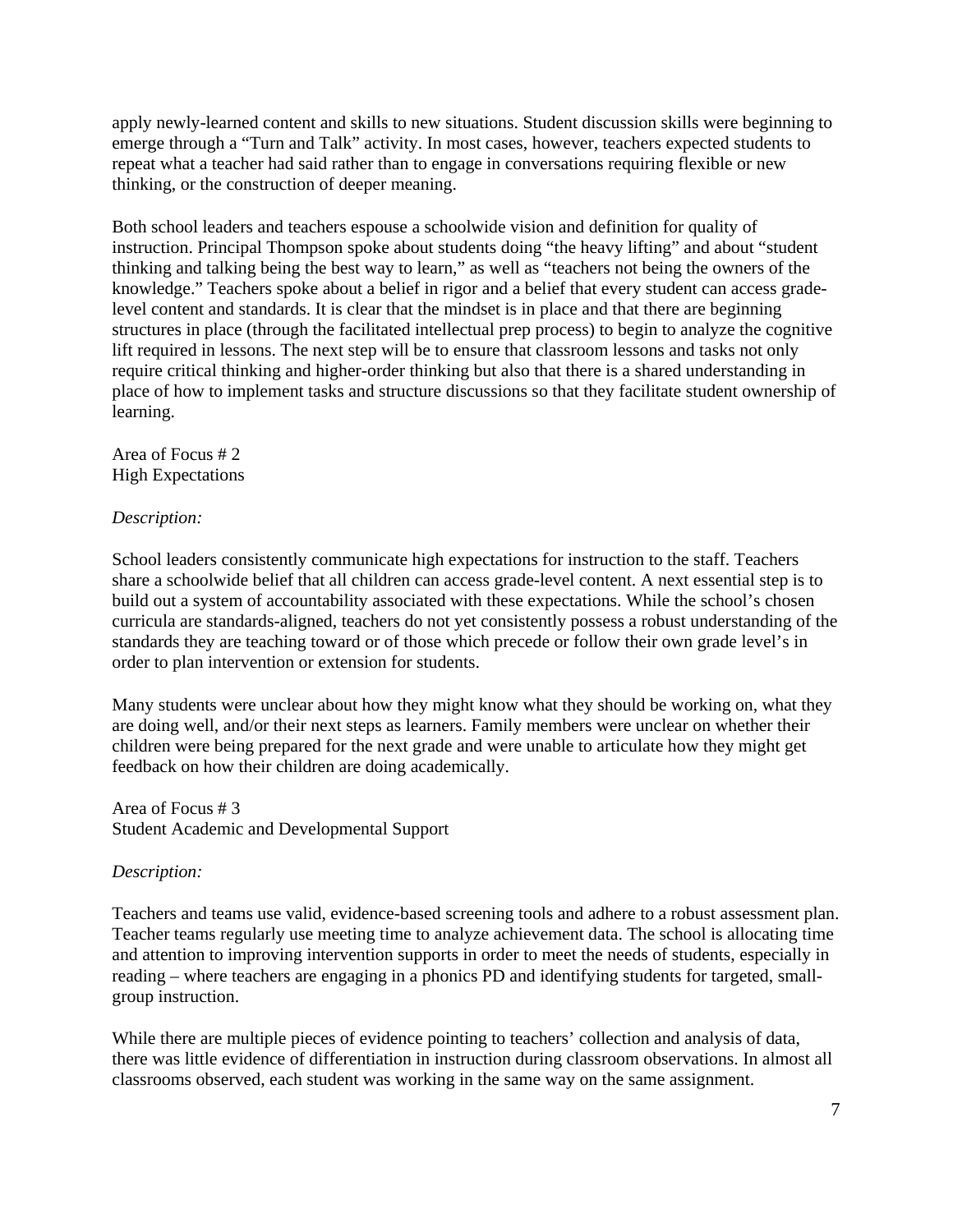apply newly-learned content and skills to new situations. Student discussion skills were beginning to emerge through a "Turn and Talk" activity. In most cases, however, teachers expected students to repeat what a teacher had said rather than to engage in conversations requiring flexible or new thinking, or the construction of deeper meaning.

Both school leaders and teachers espouse a schoolwide vision and definition for quality of instruction. Principal Thompson spoke about students doing "the heavy lifting" and about "student thinking and talking being the best way to learn," as well as "teachers not being the owners of the knowledge." Teachers spoke about a belief in rigor and a belief that every student can access grade-level content and standards. It is clear that the mindset is in place and that there are beginning structures in place (through the facilitated intellectual prep process) to begin to analyze the cognitive lift required in lessons. The next step will be to ensure that classroom lessons and tasks not only require critical thinking and higher-order thinking but also that there is a shared understanding in place of how to implement tasks and structure discussions so that they facilitate student ownership of learning.

Area of Focus # 2
High Expectations

*Description:*

School leaders consistently communicate high expectations for instruction to the staff. Teachers share a schoolwide belief that all children can access grade-level content. A next essential step is to build out a system of accountability associated with these expectations. While the school's chosen curricula are standards-aligned, teachers do not yet consistently possess a robust understanding of the standards they are teaching toward or of those which precede or follow their own grade level's in order to plan intervention or extension for students.

Many students were unclear about how they might know what they should be working on, what they are doing well, and/or their next steps as learners. Family members were unclear on whether their children were being prepared for the next grade and were unable to articulate how they might get feedback on how their children are doing academically.

Area of Focus # 3
Student Academic and Developmental Support

*Description:*

Teachers and teams use valid, evidence-based screening tools and adhere to a robust assessment plan. Teacher teams regularly use meeting time to analyze achievement data. The school is allocating time and attention to improving intervention supports in order to meet the needs of students, especially in reading – where teachers are engaging in a phonics PD and identifying students for targeted, small-group instruction.

While there are multiple pieces of evidence pointing to teachers' collection and analysis of data, there was little evidence of differentiation in instruction during classroom observations. In almost all classrooms observed, each student was working in the same way on the same assignment.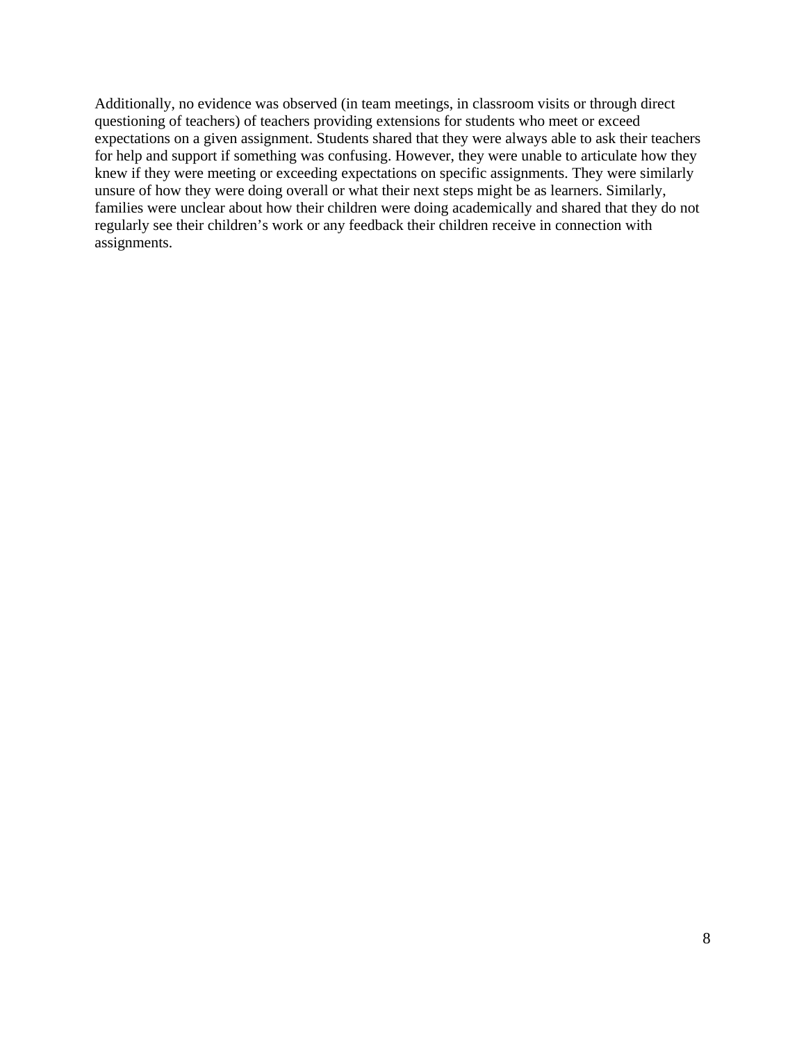Additionally, no evidence was observed (in team meetings, in classroom visits or through direct questioning of teachers) of teachers providing extensions for students who meet or exceed expectations on a given assignment. Students shared that they were always able to ask their teachers for help and support if something was confusing. However, they were unable to articulate how they knew if they were meeting or exceeding expectations on specific assignments. They were similarly unsure of how they were doing overall or what their next steps might be as learners. Similarly, families were unclear about how their children were doing academically and shared that they do not regularly see their children's work or any feedback their children receive in connection with assignments.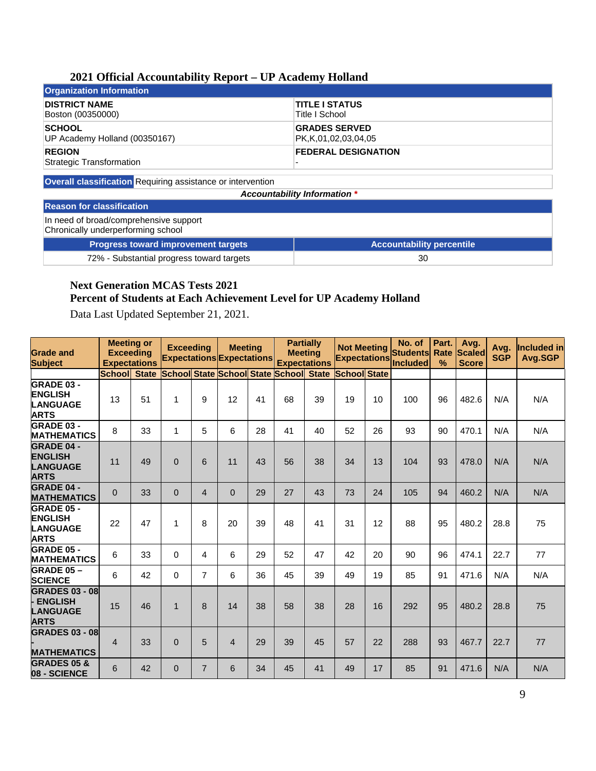## 2021 Official Accountability Report – UP Academy Holland

| Organization Information | |
|---|---|
| **DISTRICT NAME**<br>Boston (00350000) | **TITLE I STATUS**<br>Title I School |
| **SCHOOL**<br>UP Academy Holland (00350167) | **GRADES SERVED**<br>PK,K,01,02,03,04,05 |
| **REGION**<br>Strategic Transformation | **FEDERAL DESIGNATION**<br>- |

**Overall classification** Requiring assistance or intervention

*Accountability Information \**

| Reason for classification | |
|---|---|
| In need of broad/comprehensive support<br>Chronically underperforming school | |
| **Progress toward improvement targets** | **Accountability percentile** |
| 72% - Substantial progress toward targets | 30 |

### Next Generation MCAS Tests 2021
### Percent of Students at Each Achievement Level for UP Academy Holland

Data Last Updated September 21, 2021.

| Grade and Subject | Meeting or Exceeding Expectations | | Exceeding Expectations | | Meeting Expectations | | Partially Meeting Expectations | | Not Meeting Expectations | | No. of Students Included | Part. Rate % | Avg. Scaled Score | Avg. SGP | Included in Avg.SGP |
|---|---|---|---|---|---|---|---|---|---|---|---|---|---|---|---|
| | School | State | School | State | School | State | School | State | School | State | | | | | |
| GRADE 03 - ENGLISH LANGUAGE ARTS | 13 | 51 | 1 | 9 | 12 | 41 | 68 | 39 | 19 | 10 | 100 | 96 | 482.6 | N/A | N/A |
| GRADE 03 - MATHEMATICS | 8 | 33 | 1 | 5 | 6 | 28 | 41 | 40 | 52 | 26 | 93 | 90 | 470.1 | N/A | N/A |
| GRADE 04 - ENGLISH LANGUAGE ARTS | 11 | 49 | 0 | 6 | 11 | 43 | 56 | 38 | 34 | 13 | 104 | 93 | 478.0 | N/A | N/A |
| GRADE 04 - MATHEMATICS | 0 | 33 | 0 | 4 | 0 | 29 | 27 | 43 | 73 | 24 | 105 | 94 | 460.2 | N/A | N/A |
| GRADE 05 - ENGLISH LANGUAGE ARTS | 22 | 47 | 1 | 8 | 20 | 39 | 48 | 41 | 31 | 12 | 88 | 95 | 480.2 | 28.8 | 75 |
| GRADE 05 - MATHEMATICS | 6 | 33 | 0 | 4 | 6 | 29 | 52 | 47 | 42 | 20 | 90 | 96 | 474.1 | 22.7 | 77 |
| GRADE 05 – SCIENCE | 6 | 42 | 0 | 7 | 6 | 36 | 45 | 39 | 49 | 19 | 85 | 91 | 471.6 | N/A | N/A |
| GRADES 03 - 08 - ENGLISH LANGUAGE ARTS | 15 | 46 | 1 | 8 | 14 | 38 | 58 | 38 | 28 | 16 | 292 | 95 | 480.2 | 28.8 | 75 |
| GRADES 03 - 08 - MATHEMATICS | 4 | 33 | 0 | 5 | 4 | 29 | 39 | 45 | 57 | 22 | 288 | 93 | 467.7 | 22.7 | 77 |
| GRADES 05 & 08 - SCIENCE | 6 | 42 | 0 | 7 | 6 | 34 | 45 | 41 | 49 | 17 | 85 | 91 | 471.6 | N/A | N/A |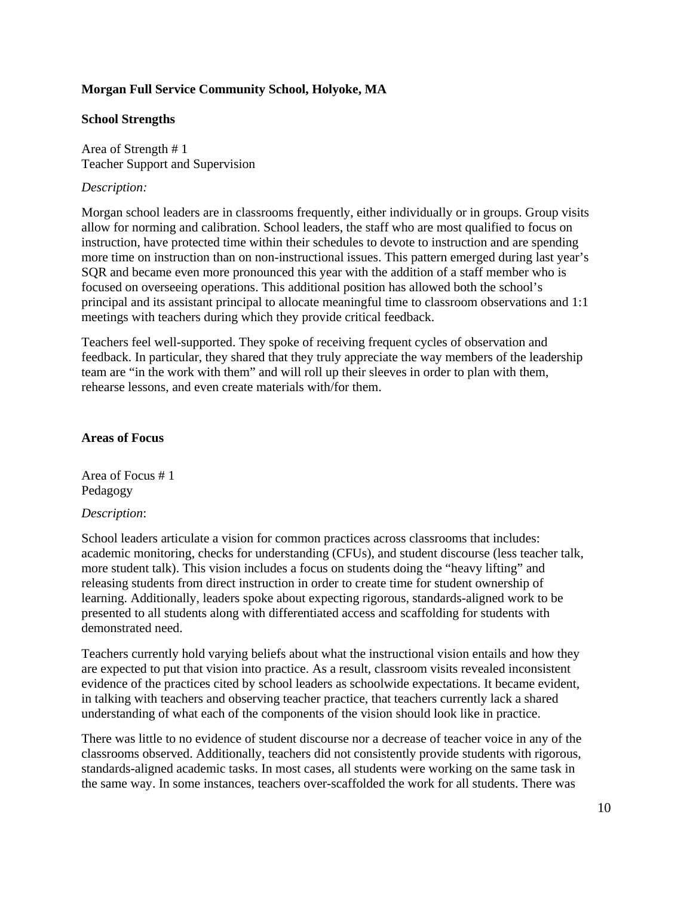**Morgan Full Service Community School, Holyoke, MA**

**School Strengths**

Area of Strength # 1
Teacher Support and Supervision

*Description:*

Morgan school leaders are in classrooms frequently, either individually or in groups. Group visits allow for norming and calibration. School leaders, the staff who are most qualified to focus on instruction, have protected time within their schedules to devote to instruction and are spending more time on instruction than on non-instructional issues. This pattern emerged during last year's SQR and became even more pronounced this year with the addition of a staff member who is focused on overseeing operations. This additional position has allowed both the school's principal and its assistant principal to allocate meaningful time to classroom observations and 1:1 meetings with teachers during which they provide critical feedback.

Teachers feel well-supported. They spoke of receiving frequent cycles of observation and feedback. In particular, they shared that they truly appreciate the way members of the leadership team are "in the work with them" and will roll up their sleeves in order to plan with them, rehearse lessons, and even create materials with/for them.

**Areas of Focus**

Area of Focus # 1
Pedagogy

*Description*:

School leaders articulate a vision for common practices across classrooms that includes: academic monitoring, checks for understanding (CFUs), and student discourse (less teacher talk, more student talk). This vision includes a focus on students doing the "heavy lifting" and releasing students from direct instruction in order to create time for student ownership of learning. Additionally, leaders spoke about expecting rigorous, standards-aligned work to be presented to all students along with differentiated access and scaffolding for students with demonstrated need.

Teachers currently hold varying beliefs about what the instructional vision entails and how they are expected to put that vision into practice. As a result, classroom visits revealed inconsistent evidence of the practices cited by school leaders as schoolwide expectations. It became evident, in talking with teachers and observing teacher practice, that teachers currently lack a shared understanding of what each of the components of the vision should look like in practice.

There was little to no evidence of student discourse nor a decrease of teacher voice in any of the classrooms observed. Additionally, teachers did not consistently provide students with rigorous, standards-aligned academic tasks. In most cases, all students were working on the same task in the same way. In some instances, teachers over-scaffolded the work for all students. There was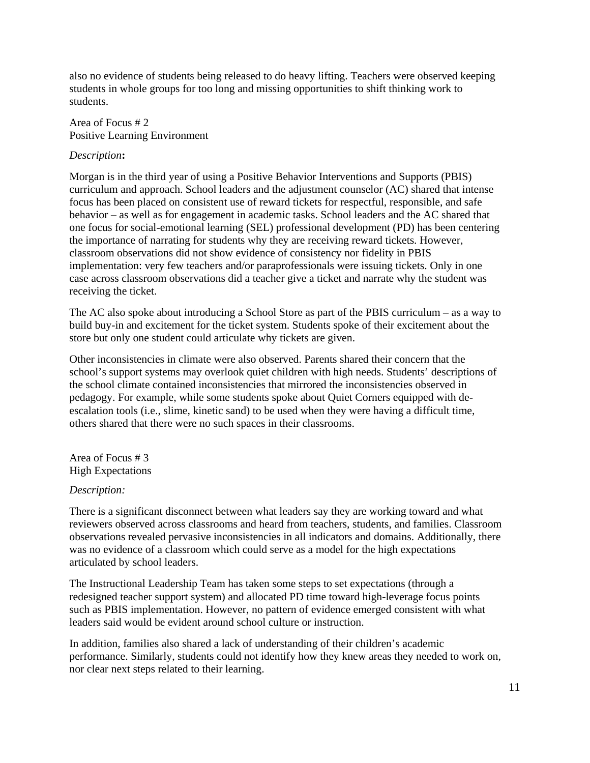also no evidence of students being released to do heavy lifting. Teachers were observed keeping students in whole groups for too long and missing opportunities to shift thinking work to students.

Area of Focus # 2
Positive Learning Environment

*Description***:**

Morgan is in the third year of using a Positive Behavior Interventions and Supports (PBIS) curriculum and approach. School leaders and the adjustment counselor (AC) shared that intense focus has been placed on consistent use of reward tickets for respectful, responsible, and safe behavior – as well as for engagement in academic tasks. School leaders and the AC shared that one focus for social-emotional learning (SEL) professional development (PD) has been centering the importance of narrating for students why they are receiving reward tickets. However, classroom observations did not show evidence of consistency nor fidelity in PBIS implementation: very few teachers and/or paraprofessionals were issuing tickets. Only in one case across classroom observations did a teacher give a ticket and narrate why the student was receiving the ticket.

The AC also spoke about introducing a School Store as part of the PBIS curriculum – as a way to build buy-in and excitement for the ticket system. Students spoke of their excitement about the store but only one student could articulate why tickets are given.

Other inconsistencies in climate were also observed. Parents shared their concern that the school's support systems may overlook quiet children with high needs. Students' descriptions of the school climate contained inconsistencies that mirrored the inconsistencies observed in pedagogy. For example, while some students spoke about Quiet Corners equipped with de-escalation tools (i.e., slime, kinetic sand) to be used when they were having a difficult time, others shared that there were no such spaces in their classrooms.

Area of Focus # 3
High Expectations

*Description:*

There is a significant disconnect between what leaders say they are working toward and what reviewers observed across classrooms and heard from teachers, students, and families. Classroom observations revealed pervasive inconsistencies in all indicators and domains. Additionally, there was no evidence of a classroom which could serve as a model for the high expectations articulated by school leaders.

The Instructional Leadership Team has taken some steps to set expectations (through a redesigned teacher support system) and allocated PD time toward high-leverage focus points such as PBIS implementation. However, no pattern of evidence emerged consistent with what leaders said would be evident around school culture or instruction.

In addition, families also shared a lack of understanding of their children's academic performance. Similarly, students could not identify how they knew areas they needed to work on, nor clear next steps related to their learning.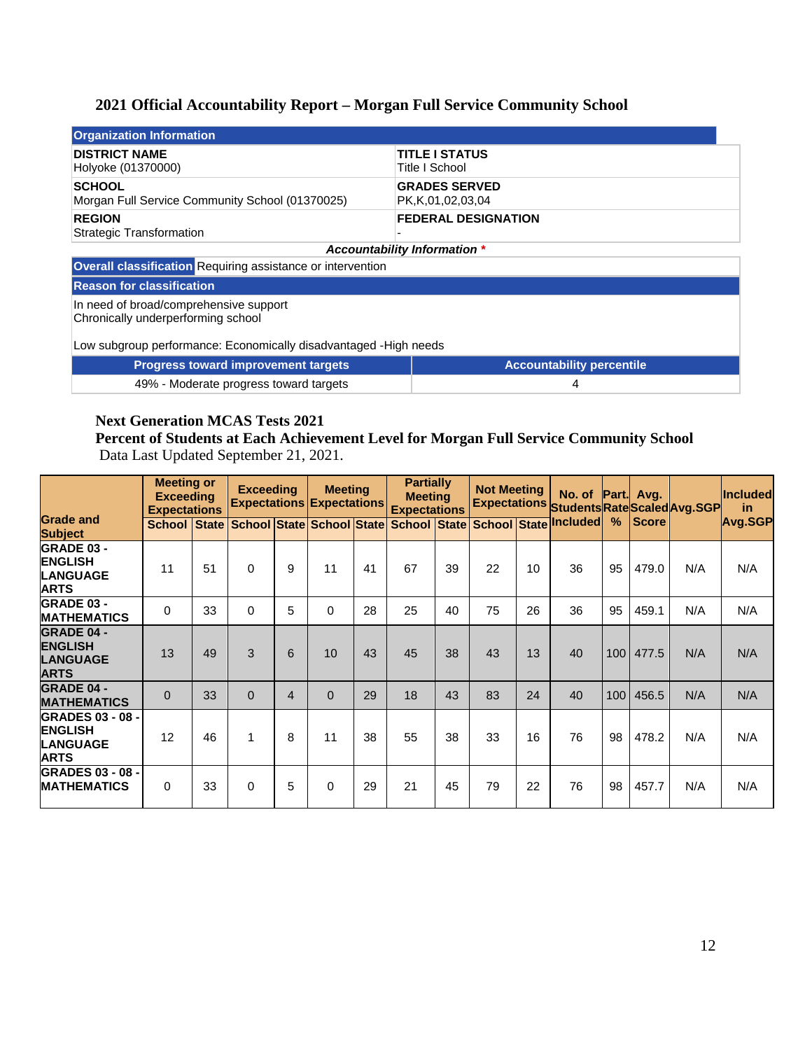## 2021 Official Accountability Report – Morgan Full Service Community School

| Organization Information | |
|---|---|
| **DISTRICT NAME**<br>Holyoke (01370000) | **TITLE I STATUS**<br>Title I School |
| **SCHOOL**<br>Morgan Full Service Community School (01370025) | **GRADES SERVED**<br>PK,K,01,02,03,04 |
| **REGION**<br>Strategic Transformation | **FEDERAL DESIGNATION**<br>- |

***Accountability Information \****

**Overall classification** Requiring assistance or intervention

**Reason for classification**

In need of broad/comprehensive support
Chronically underperforming school

Low subgroup performance: Economically disadvantaged -High needs

| Progress toward improvement targets | Accountability percentile |
|---|---|
| 49% - Moderate progress toward targets | 4 |

**Next Generation MCAS Tests 2021**
**Percent of Students at Each Achievement Level for Morgan Full Service Community School**
Data Last Updated September 21, 2021.

| Grade and Subject | Meeting or Exceeding Expectations | | Exceeding Expectations | | Meeting Expectations | | Partially Meeting Expectations | | Not Meeting Expectations | | No. of Students Included | Part. Rate % | Avg. Scaled Score | Avg.SGP | Included in Avg.SGP |
|---|---|---|---|---|---|---|---|---|---|---|---|---|---|---|---|
| | School | State | School | State | School | State | School | State | School | State | | | | | |
| GRADE 03 - ENGLISH LANGUAGE ARTS | 11 | 51 | 0 | 9 | 11 | 41 | 67 | 39 | 22 | 10 | 36 | 95 | 479.0 | N/A | N/A |
| GRADE 03 - MATHEMATICS | 0 | 33 | 0 | 5 | 0 | 28 | 25 | 40 | 75 | 26 | 36 | 95 | 459.1 | N/A | N/A |
| GRADE 04 - ENGLISH LANGUAGE ARTS | 13 | 49 | 3 | 6 | 10 | 43 | 45 | 38 | 43 | 13 | 40 | 100 | 477.5 | N/A | N/A |
| GRADE 04 - MATHEMATICS | 0 | 33 | 0 | 4 | 0 | 29 | 18 | 43 | 83 | 24 | 40 | 100 | 456.5 | N/A | N/A |
| GRADES 03 - 08 - ENGLISH LANGUAGE ARTS | 12 | 46 | 1 | 8 | 11 | 38 | 55 | 38 | 33 | 16 | 76 | 98 | 478.2 | N/A | N/A |
| GRADES 03 - 08 - MATHEMATICS | 0 | 33 | 0 | 5 | 0 | 29 | 21 | 45 | 79 | 22 | 76 | 98 | 457.7 | N/A | N/A |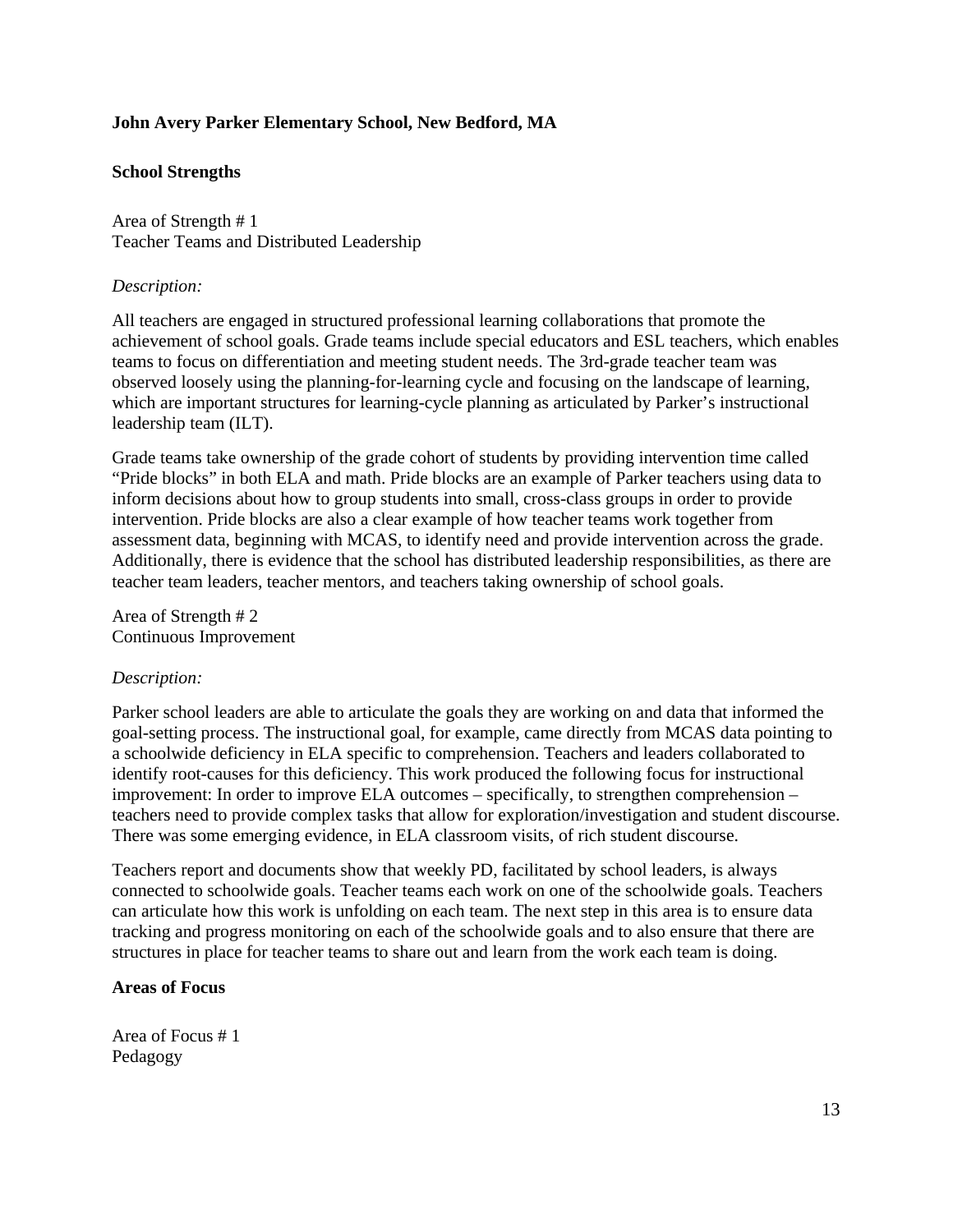**John Avery Parker Elementary School, New Bedford, MA**

**School Strengths**

Area of Strength # 1
Teacher Teams and Distributed Leadership

*Description:*

All teachers are engaged in structured professional learning collaborations that promote the achievement of school goals. Grade teams include special educators and ESL teachers, which enables teams to focus on differentiation and meeting student needs. The 3rd-grade teacher team was observed loosely using the planning-for-learning cycle and focusing on the landscape of learning, which are important structures for learning-cycle planning as articulated by Parker's instructional leadership team (ILT).

Grade teams take ownership of the grade cohort of students by providing intervention time called "Pride blocks" in both ELA and math. Pride blocks are an example of Parker teachers using data to inform decisions about how to group students into small, cross-class groups in order to provide intervention. Pride blocks are also a clear example of how teacher teams work together from assessment data, beginning with MCAS, to identify need and provide intervention across the grade. Additionally, there is evidence that the school has distributed leadership responsibilities, as there are teacher team leaders, teacher mentors, and teachers taking ownership of school goals.

Area of Strength # 2
Continuous Improvement

*Description:*

Parker school leaders are able to articulate the goals they are working on and data that informed the goal-setting process. The instructional goal, for example, came directly from MCAS data pointing to a schoolwide deficiency in ELA specific to comprehension. Teachers and leaders collaborated to identify root-causes for this deficiency. This work produced the following focus for instructional improvement: In order to improve ELA outcomes – specifically, to strengthen comprehension – teachers need to provide complex tasks that allow for exploration/investigation and student discourse. There was some emerging evidence, in ELA classroom visits, of rich student discourse.

Teachers report and documents show that weekly PD, facilitated by school leaders, is always connected to schoolwide goals. Teacher teams each work on one of the schoolwide goals. Teachers can articulate how this work is unfolding on each team. The next step in this area is to ensure data tracking and progress monitoring on each of the schoolwide goals and to also ensure that there are structures in place for teacher teams to share out and learn from the work each team is doing.

**Areas of Focus**

Area of Focus # 1
Pedagogy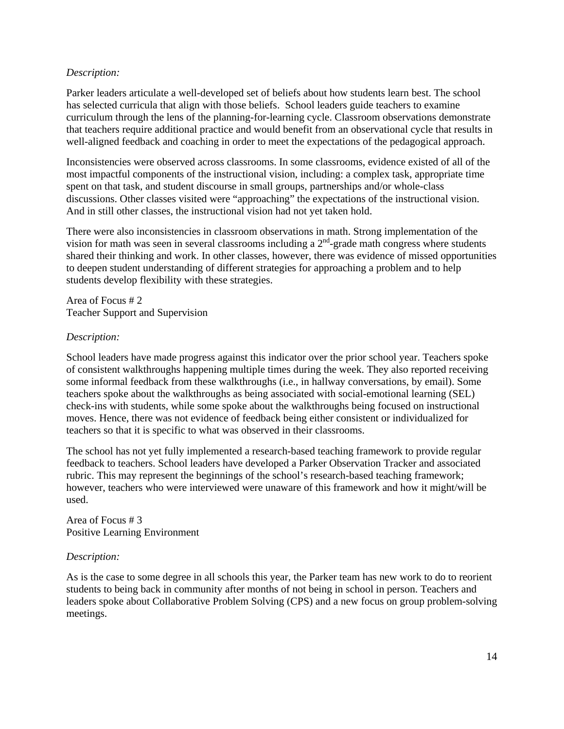*Description:*

Parker leaders articulate a well-developed set of beliefs about how students learn best. The school has selected curricula that align with those beliefs.  School leaders guide teachers to examine curriculum through the lens of the planning-for-learning cycle. Classroom observations demonstrate that teachers require additional practice and would benefit from an observational cycle that results in well-aligned feedback and coaching in order to meet the expectations of the pedagogical approach.

Inconsistencies were observed across classrooms. In some classrooms, evidence existed of all of the most impactful components of the instructional vision, including: a complex task, appropriate time spent on that task, and student discourse in small groups, partnerships and/or whole-class discussions. Other classes visited were "approaching" the expectations of the instructional vision. And in still other classes, the instructional vision had not yet taken hold.

There were also inconsistencies in classroom observations in math. Strong implementation of the vision for math was seen in several classrooms including a 2nd-grade math congress where students shared their thinking and work. In other classes, however, there was evidence of missed opportunities to deepen student understanding of different strategies for approaching a problem and to help students develop flexibility with these strategies.

Area of Focus # 2
Teacher Support and Supervision

*Description:*

School leaders have made progress against this indicator over the prior school year. Teachers spoke of consistent walkthroughs happening multiple times during the week. They also reported receiving some informal feedback from these walkthroughs (i.e., in hallway conversations, by email). Some teachers spoke about the walkthroughs as being associated with social-emotional learning (SEL) check-ins with students, while some spoke about the walkthroughs being focused on instructional moves. Hence, there was not evidence of feedback being either consistent or individualized for teachers so that it is specific to what was observed in their classrooms.

The school has not yet fully implemented a research-based teaching framework to provide regular feedback to teachers. School leaders have developed a Parker Observation Tracker and associated rubric. This may represent the beginnings of the school's research-based teaching framework; however, teachers who were interviewed were unaware of this framework and how it might/will be used.

Area of Focus # 3
Positive Learning Environment

*Description:*

As is the case to some degree in all schools this year, the Parker team has new work to do to reorient students to being back in community after months of not being in school in person. Teachers and leaders spoke about Collaborative Problem Solving (CPS) and a new focus on group problem-solving meetings.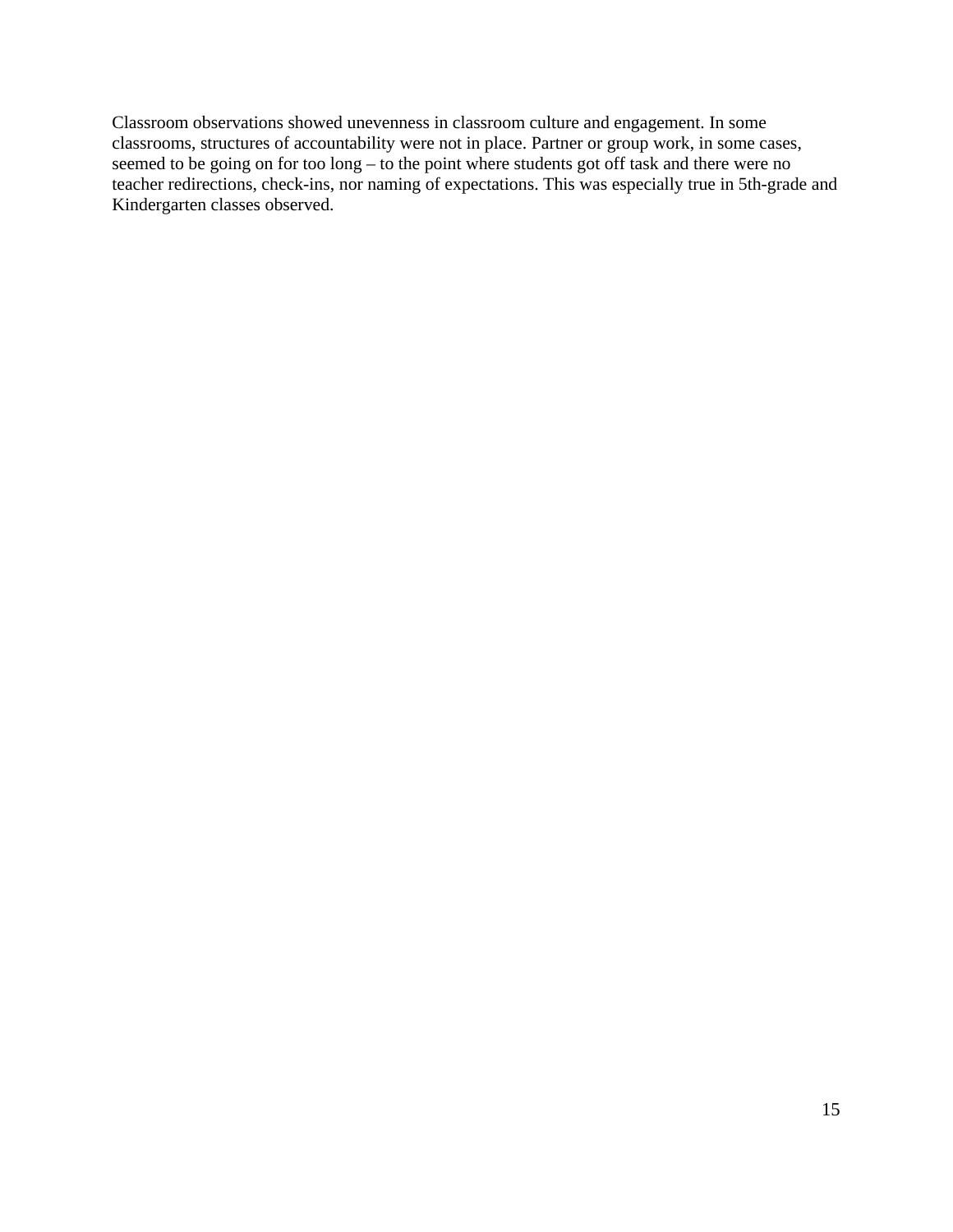Classroom observations showed unevenness in classroom culture and engagement. In some classrooms, structures of accountability were not in place. Partner or group work, in some cases, seemed to be going on for too long – to the point where students got off task and there were no teacher redirections, check-ins, nor naming of expectations. This was especially true in 5th-grade and Kindergarten classes observed.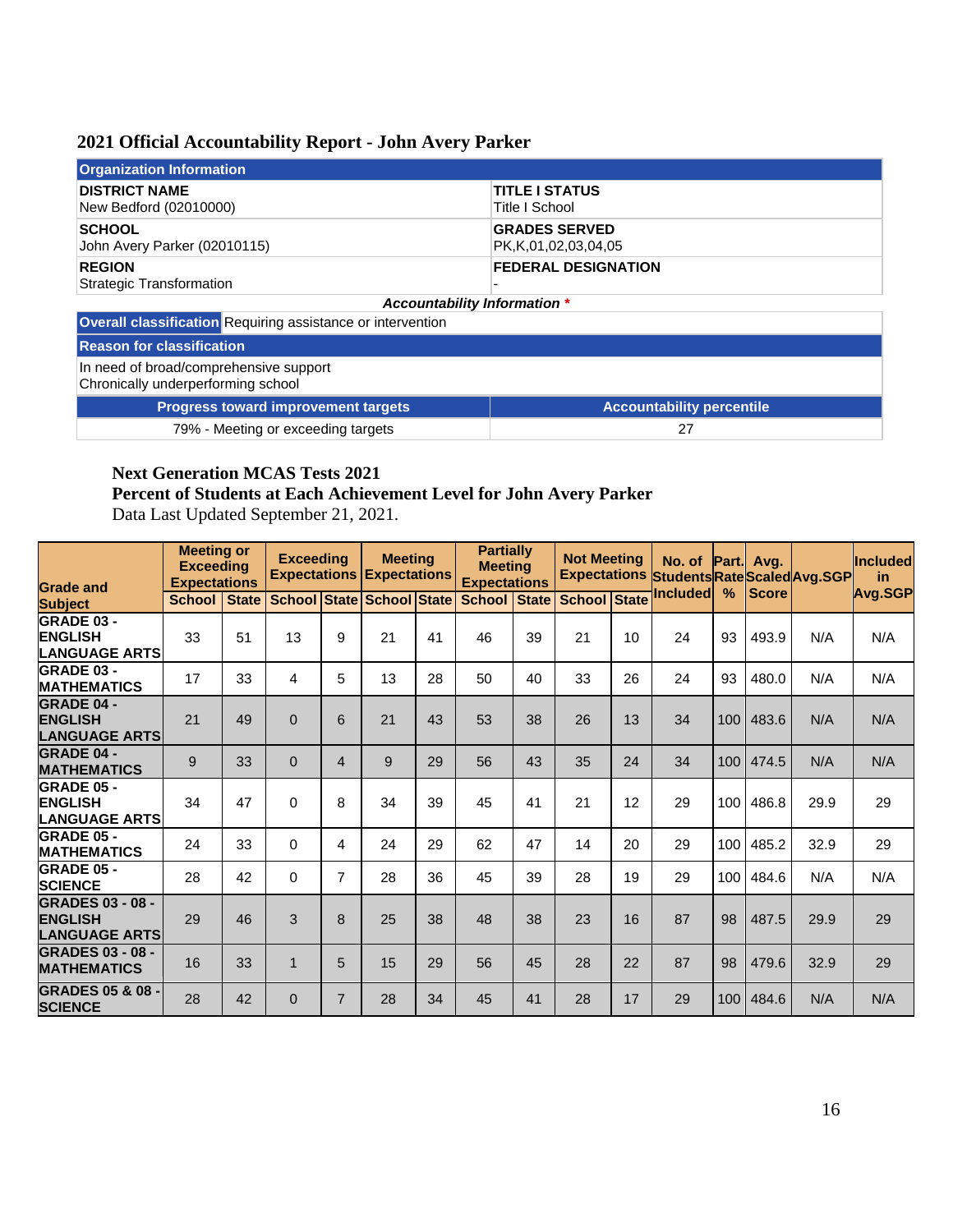# 2021 Official Accountability Report - John Avery Parker

| Organization Information | |
|---|---|
| **DISTRICT NAME**<br>New Bedford (02010000) | **TITLE I STATUS**<br>Title I School |
| **SCHOOL**<br>John Avery Parker (02010115) | **GRADES SERVED**<br>PK,K,01,02,03,04,05 |
| **REGION**<br>Strategic Transformation | **FEDERAL DESIGNATION**<br>- |

***Accountability Information \****

| **Overall classification** | Requiring assistance or intervention |
|---|---|

| **Reason for classification** |
|---|
| In need of broad/comprehensive support<br>Chronically underperforming school |

| Progress toward improvement targets | Accountability percentile |
|---|---|
| 79% - Meeting or exceeding targets | 27 |

### Next Generation MCAS Tests 2021
### Percent of Students at Each Achievement Level for John Avery Parker

Data Last Updated September 21, 2021.

| Grade and Subject | Meeting or Exceeding Expectations | | Exceeding Expectations | | Meeting Expectations | | Partially Meeting Expectations | | Not Meeting Expectations | | No. of Students Included | Part. Rate % | Avg. Scaled Score | Avg.SGP | Included in Avg.SGP |
|---|---|---|---|---|---|---|---|---|---|---|---|---|---|---|---|
| | School | State | School | State | School | State | School | State | School | State | | | | | |
| GRADE 03 - ENGLISH LANGUAGE ARTS | 33 | 51 | 13 | 9 | 21 | 41 | 46 | 39 | 21 | 10 | 24 | 93 | 493.9 | N/A | N/A |
| GRADE 03 - MATHEMATICS | 17 | 33 | 4 | 5 | 13 | 28 | 50 | 40 | 33 | 26 | 24 | 93 | 480.0 | N/A | N/A |
| GRADE 04 - ENGLISH LANGUAGE ARTS | 21 | 49 | 0 | 6 | 21 | 43 | 53 | 38 | 26 | 13 | 34 | 100 | 483.6 | N/A | N/A |
| GRADE 04 - MATHEMATICS | 9 | 33 | 0 | 4 | 9 | 29 | 56 | 43 | 35 | 24 | 34 | 100 | 474.5 | N/A | N/A |
| GRADE 05 - ENGLISH LANGUAGE ARTS | 34 | 47 | 0 | 8 | 34 | 39 | 45 | 41 | 21 | 12 | 29 | 100 | 486.8 | 29.9 | 29 |
| GRADE 05 - MATHEMATICS | 24 | 33 | 0 | 4 | 24 | 29 | 62 | 47 | 14 | 20 | 29 | 100 | 485.2 | 32.9 | 29 |
| GRADE 05 - SCIENCE | 28 | 42 | 0 | 7 | 28 | 36 | 45 | 39 | 28 | 19 | 29 | 100 | 484.6 | N/A | N/A |
| GRADES 03 - 08 - ENGLISH LANGUAGE ARTS | 29 | 46 | 3 | 8 | 25 | 38 | 48 | 38 | 23 | 16 | 87 | 98 | 487.5 | 29.9 | 29 |
| GRADES 03 - 08 - MATHEMATICS | 16 | 33 | 1 | 5 | 15 | 29 | 56 | 45 | 28 | 22 | 87 | 98 | 479.6 | 32.9 | 29 |
| GRADES 05 & 08 - SCIENCE | 28 | 42 | 0 | 7 | 28 | 34 | 45 | 41 | 28 | 17 | 29 | 100 | 484.6 | N/A | N/A |